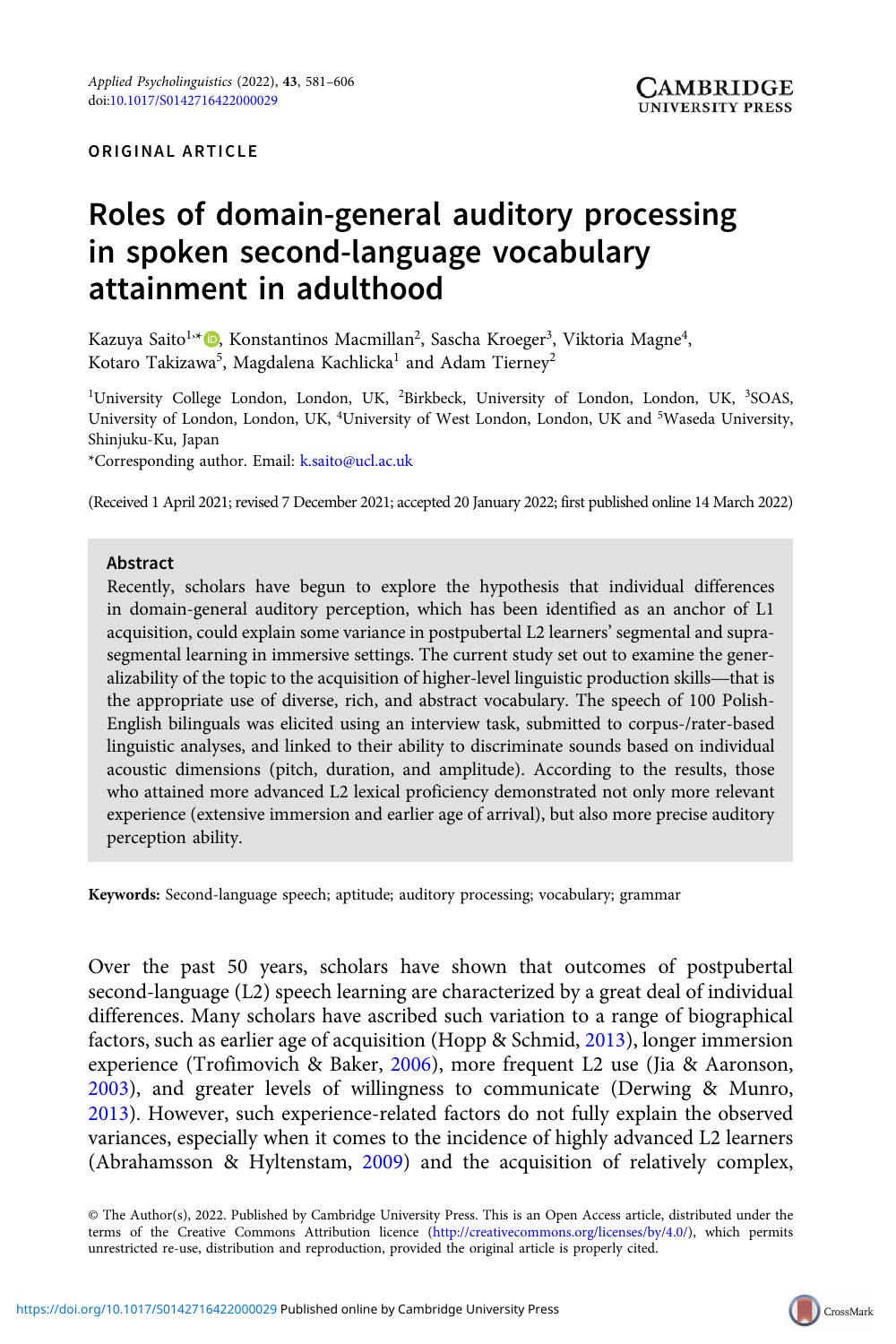ORIGINAL ARTICLE

# Roles of domain-general auditory processing in spoken second-language vocabulary attainment in adulthood

Kazuya Saito[1,*], Konstantinos Macmillan[2], Sascha Kroeger[3], Viktoria Magne[4], Kotaro Takizawa[5], Magdalena Kachlicka[1] and Adam Tierney[2]

[1]University College London, London, UK, [2]Birkbeck, University of London, London, UK, [3]SOAS, University of London, London, UK, [4]University of West London, London, UK and [5]Waseda University, Shinjuku-Ku, Japan

*Corresponding author. Email: k.saito@ucl.ac.uk

(Received 1 April 2021; revised 7 December 2021; accepted 20 January 2022; first published online 14 March 2022)

## Abstract

Recently, scholars have begun to explore the hypothesis that individual differences in domain-general auditory perception, which has been identified as an anchor of L1 acquisition, could explain some variance in postpubertal L2 learners' segmental and suprasegmental learning in immersive settings. The current study set out to examine the generalizability of the topic to the acquisition of higher-level linguistic production skills—that is the appropriate use of diverse, rich, and abstract vocabulary. The speech of 100 Polish-English bilinguals was elicited using an interview task, submitted to corpus-/rater-based linguistic analyses, and linked to their ability to discriminate sounds based on individual acoustic dimensions (pitch, duration, and amplitude). According to the results, those who attained more advanced L2 lexical proficiency demonstrated not only more relevant experience (extensive immersion and earlier age of arrival), but also more precise auditory perception ability.

**Keywords:** Second-language speech; aptitude; auditory processing; vocabulary; grammar

Over the past 50 years, scholars have shown that outcomes of postpubertal second-language (L2) speech learning are characterized by a great deal of individual differences. Many scholars have ascribed such variation to a range of biographical factors, such as earlier age of acquisition (Hopp & Schmid, 2013), longer immersion experience (Trofimovich & Baker, 2006), more frequent L2 use (Jia & Aaronson, 2003), and greater levels of willingness to communicate (Derwing & Munro, 2013). However, such experience-related factors do not fully explain the observed variances, especially when it comes to the incidence of highly advanced L2 learners (Abrahamsson & Hyltenstam, 2009) and the acquisition of relatively complex,

© The Author(s), 2022. Published by Cambridge University Press. This is an Open Access article, distributed under the terms of the Creative Commons Attribution licence (http://creativecommons.org/licenses/by/4.0/), which permits unrestricted re-use, distribution and reproduction, provided the original article is properly cited.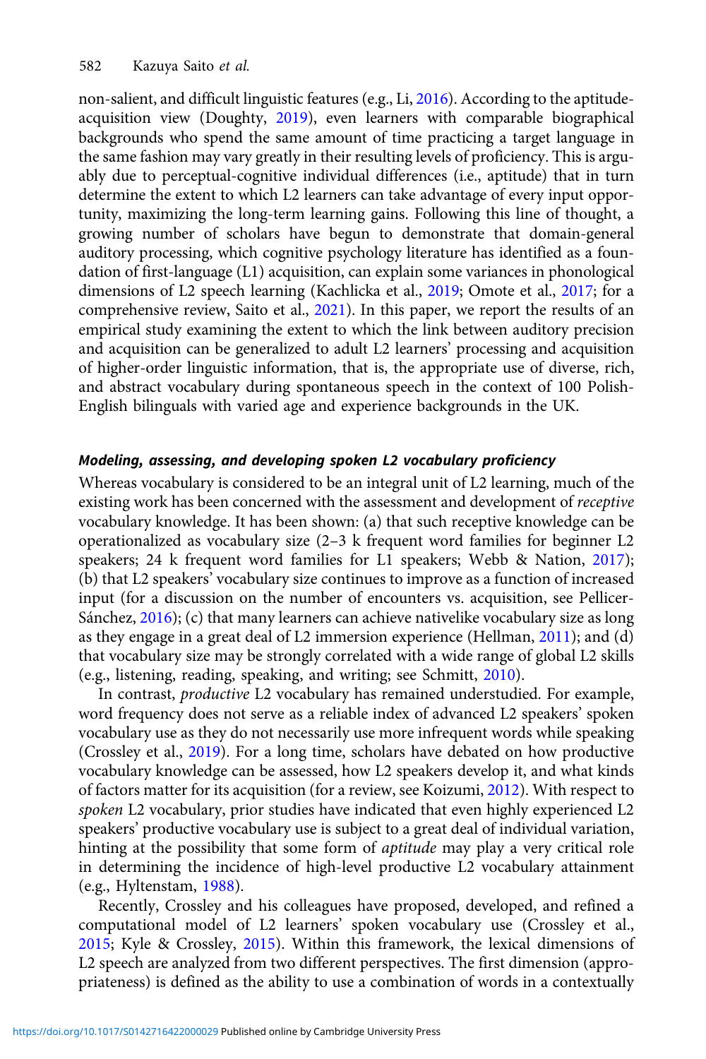non-salient, and difficult linguistic features (e.g., Li, 2016). According to the aptitude-acquisition view (Doughty, 2019), even learners with comparable biographical backgrounds who spend the same amount of time practicing a target language in the same fashion may vary greatly in their resulting levels of proficiency. This is arguably due to perceptual-cognitive individual differences (i.e., aptitude) that in turn determine the extent to which L2 learners can take advantage of every input opportunity, maximizing the long-term learning gains. Following this line of thought, a growing number of scholars have begun to demonstrate that domain-general auditory processing, which cognitive psychology literature has identified as a foundation of first-language (L1) acquisition, can explain some variances in phonological dimensions of L2 speech learning (Kachlicka et al., 2019; Omote et al., 2017; for a comprehensive review, Saito et al., 2021). In this paper, we report the results of an empirical study examining the extent to which the link between auditory precision and acquisition can be generalized to adult L2 learners' processing and acquisition of higher-order linguistic information, that is, the appropriate use of diverse, rich, and abstract vocabulary during spontaneous speech in the context of 100 Polish-English bilinguals with varied age and experience backgrounds in the UK.

### *Modeling, assessing, and developing spoken L2 vocabulary proficiency*

Whereas vocabulary is considered to be an integral unit of L2 learning, much of the existing work has been concerned with the assessment and development of *receptive* vocabulary knowledge. It has been shown: (a) that such receptive knowledge can be operationalized as vocabulary size (2–3 k frequent word families for beginner L2 speakers; 24 k frequent word families for L1 speakers; Webb & Nation, 2017); (b) that L2 speakers' vocabulary size continues to improve as a function of increased input (for a discussion on the number of encounters vs. acquisition, see Pellicer-Sánchez, 2016); (c) that many learners can achieve nativelike vocabulary size as long as they engage in a great deal of L2 immersion experience (Hellman, 2011); and (d) that vocabulary size may be strongly correlated with a wide range of global L2 skills (e.g., listening, reading, speaking, and writing; see Schmitt, 2010).

In contrast, *productive* L2 vocabulary has remained understudied. For example, word frequency does not serve as a reliable index of advanced L2 speakers' spoken vocabulary use as they do not necessarily use more infrequent words while speaking (Crossley et al., 2019). For a long time, scholars have debated on how productive vocabulary knowledge can be assessed, how L2 speakers develop it, and what kinds of factors matter for its acquisition (for a review, see Koizumi, 2012). With respect to *spoken* L2 vocabulary, prior studies have indicated that even highly experienced L2 speakers' productive vocabulary use is subject to a great deal of individual variation, hinting at the possibility that some form of *aptitude* may play a very critical role in determining the incidence of high-level productive L2 vocabulary attainment (e.g., Hyltenstam, 1988).

Recently, Crossley and his colleagues have proposed, developed, and refined a computational model of L2 learners' spoken vocabulary use (Crossley et al., 2015; Kyle & Crossley, 2015). Within this framework, the lexical dimensions of L2 speech are analyzed from two different perspectives. The first dimension (appropriateness) is defined as the ability to use a combination of words in a contextually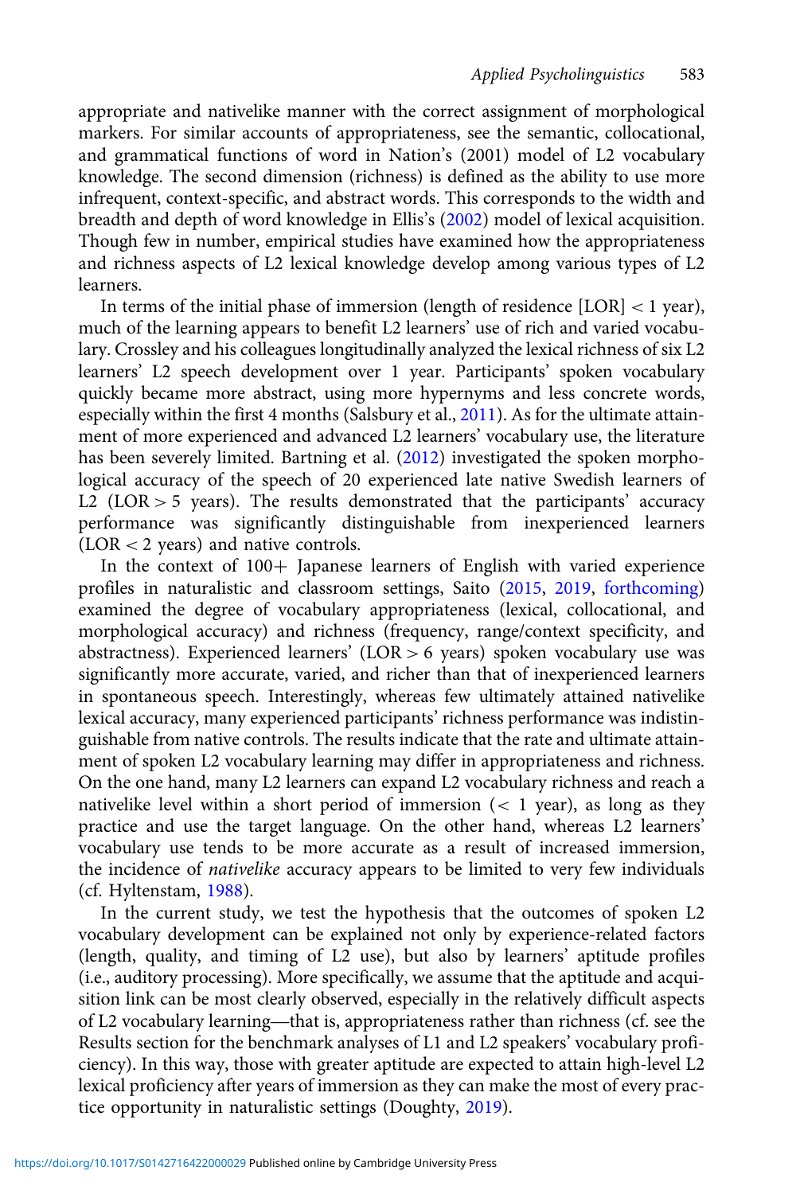appropriate and nativelike manner with the correct assignment of morphological markers. For similar accounts of appropriateness, see the semantic, collocational, and grammatical functions of word in Nation's (2001) model of L2 vocabulary knowledge. The second dimension (richness) is defined as the ability to use more infrequent, context-specific, and abstract words. This corresponds to the width and breadth and depth of word knowledge in Ellis's (2002) model of lexical acquisition. Though few in number, empirical studies have examined how the appropriateness and richness aspects of L2 lexical knowledge develop among various types of L2 learners.

In terms of the initial phase of immersion (length of residence [LOR] < 1 year), much of the learning appears to benefit L2 learners' use of rich and varied vocabulary. Crossley and his colleagues longitudinally analyzed the lexical richness of six L2 learners' L2 speech development over 1 year. Participants' spoken vocabulary quickly became more abstract, using more hypernyms and less concrete words, especially within the first 4 months (Salsbury et al., 2011). As for the ultimate attainment of more experienced and advanced L2 learners' vocabulary use, the literature has been severely limited. Bartning et al. (2012) investigated the spoken morphological accuracy of the speech of 20 experienced late native Swedish learners of L2 (LOR > 5 years). The results demonstrated that the participants' accuracy performance was significantly distinguishable from inexperienced learners (LOR < 2 years) and native controls.

In the context of 100+ Japanese learners of English with varied experience profiles in naturalistic and classroom settings, Saito (2015, 2019, forthcoming) examined the degree of vocabulary appropriateness (lexical, collocational, and morphological accuracy) and richness (frequency, range/context specificity, and abstractness). Experienced learners' (LOR > 6 years) spoken vocabulary use was significantly more accurate, varied, and richer than that of inexperienced learners in spontaneous speech. Interestingly, whereas few ultimately attained nativelike lexical accuracy, many experienced participants' richness performance was indistinguishable from native controls. The results indicate that the rate and ultimate attainment of spoken L2 vocabulary learning may differ in appropriateness and richness. On the one hand, many L2 learners can expand L2 vocabulary richness and reach a nativelike level within a short period of immersion (< 1 year), as long as they practice and use the target language. On the other hand, whereas L2 learners' vocabulary use tends to be more accurate as a result of increased immersion, the incidence of *nativelike* accuracy appears to be limited to very few individuals (cf. Hyltenstam, 1988).

In the current study, we test the hypothesis that the outcomes of spoken L2 vocabulary development can be explained not only by experience-related factors (length, quality, and timing of L2 use), but also by learners' aptitude profiles (i.e., auditory processing). More specifically, we assume that the aptitude and acquisition link can be most clearly observed, especially in the relatively difficult aspects of L2 vocabulary learning—that is, appropriateness rather than richness (cf. see the Results section for the benchmark analyses of L1 and L2 speakers' vocabulary proficiency). In this way, those with greater aptitude are expected to attain high-level L2 lexical proficiency after years of immersion as they can make the most of every practice opportunity in naturalistic settings (Doughty, 2019).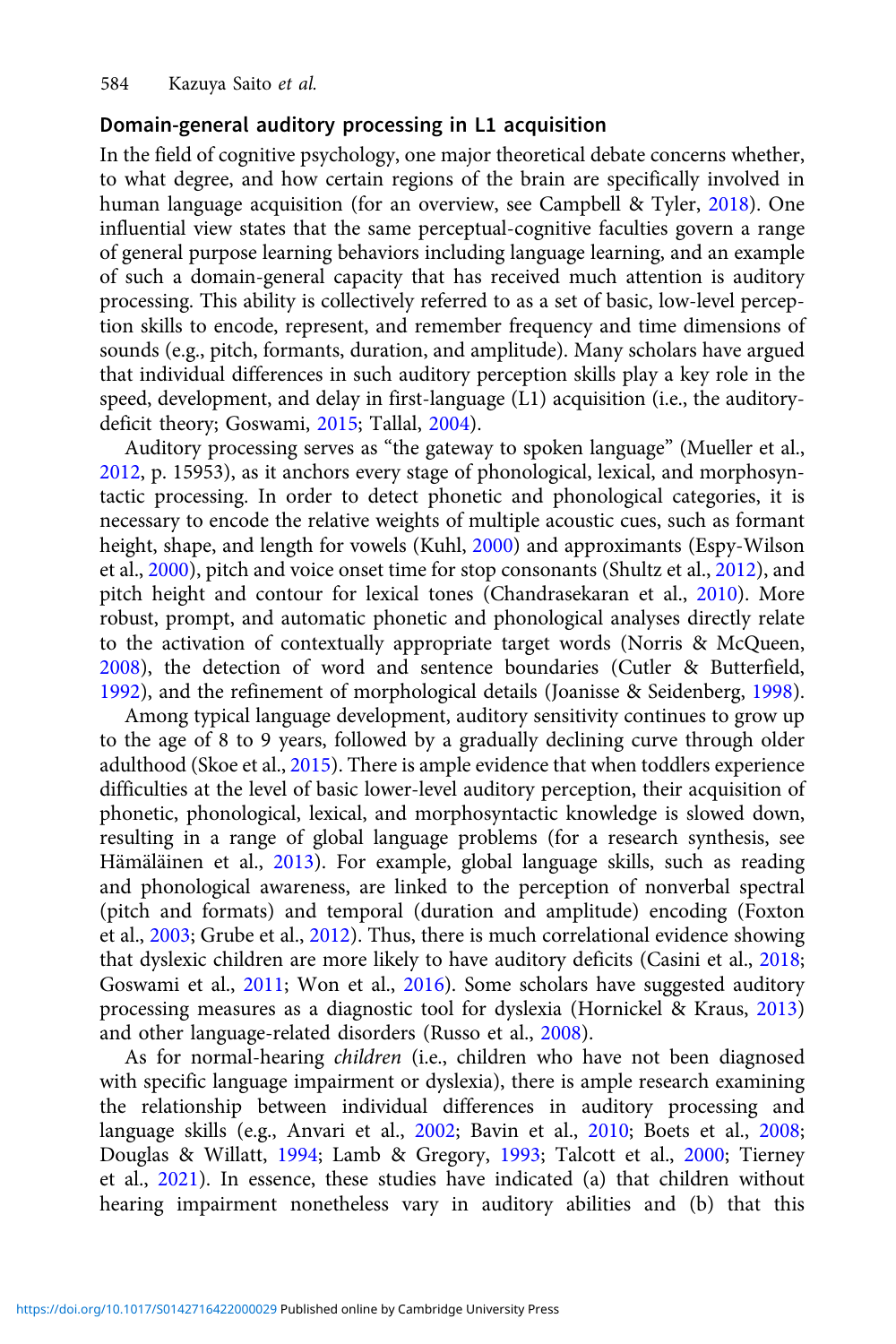## Domain-general auditory processing in L1 acquisition

In the field of cognitive psychology, one major theoretical debate concerns whether, to what degree, and how certain regions of the brain are specifically involved in human language acquisition (for an overview, see Campbell & Tyler, 2018). One influential view states that the same perceptual-cognitive faculties govern a range of general purpose learning behaviors including language learning, and an example of such a domain-general capacity that has received much attention is auditory processing. This ability is collectively referred to as a set of basic, low-level perception skills to encode, represent, and remember frequency and time dimensions of sounds (e.g., pitch, formants, duration, and amplitude). Many scholars have argued that individual differences in such auditory perception skills play a key role in the speed, development, and delay in first-language (L1) acquisition (i.e., the auditory-deficit theory; Goswami, 2015; Tallal, 2004).

Auditory processing serves as "the gateway to spoken language" (Mueller et al., 2012, p. 15953), as it anchors every stage of phonological, lexical, and morphosyntactic processing. In order to detect phonetic and phonological categories, it is necessary to encode the relative weights of multiple acoustic cues, such as formant height, shape, and length for vowels (Kuhl, 2000) and approximants (Espy-Wilson et al., 2000), pitch and voice onset time for stop consonants (Shultz et al., 2012), and pitch height and contour for lexical tones (Chandrasekaran et al., 2010). More robust, prompt, and automatic phonetic and phonological analyses directly relate to the activation of contextually appropriate target words (Norris & McQueen, 2008), the detection of word and sentence boundaries (Cutler & Butterfield, 1992), and the refinement of morphological details (Joanisse & Seidenberg, 1998).

Among typical language development, auditory sensitivity continues to grow up to the age of 8 to 9 years, followed by a gradually declining curve through older adulthood (Skoe et al., 2015). There is ample evidence that when toddlers experience difficulties at the level of basic lower-level auditory perception, their acquisition of phonetic, phonological, lexical, and morphosyntactic knowledge is slowed down, resulting in a range of global language problems (for a research synthesis, see Hämäläinen et al., 2013). For example, global language skills, such as reading and phonological awareness, are linked to the perception of nonverbal spectral (pitch and formats) and temporal (duration and amplitude) encoding (Foxton et al., 2003; Grube et al., 2012). Thus, there is much correlational evidence showing that dyslexic children are more likely to have auditory deficits (Casini et al., 2018; Goswami et al., 2011; Won et al., 2016). Some scholars have suggested auditory processing measures as a diagnostic tool for dyslexia (Hornickel & Kraus, 2013) and other language-related disorders (Russo et al., 2008).

As for normal-hearing *children* (i.e., children who have not been diagnosed with specific language impairment or dyslexia), there is ample research examining the relationship between individual differences in auditory processing and language skills (e.g., Anvari et al., 2002; Bavin et al., 2010; Boets et al., 2008; Douglas & Willatt, 1994; Lamb & Gregory, 1993; Talcott et al., 2000; Tierney et al., 2021). In essence, these studies have indicated (a) that children without hearing impairment nonetheless vary in auditory abilities and (b) that this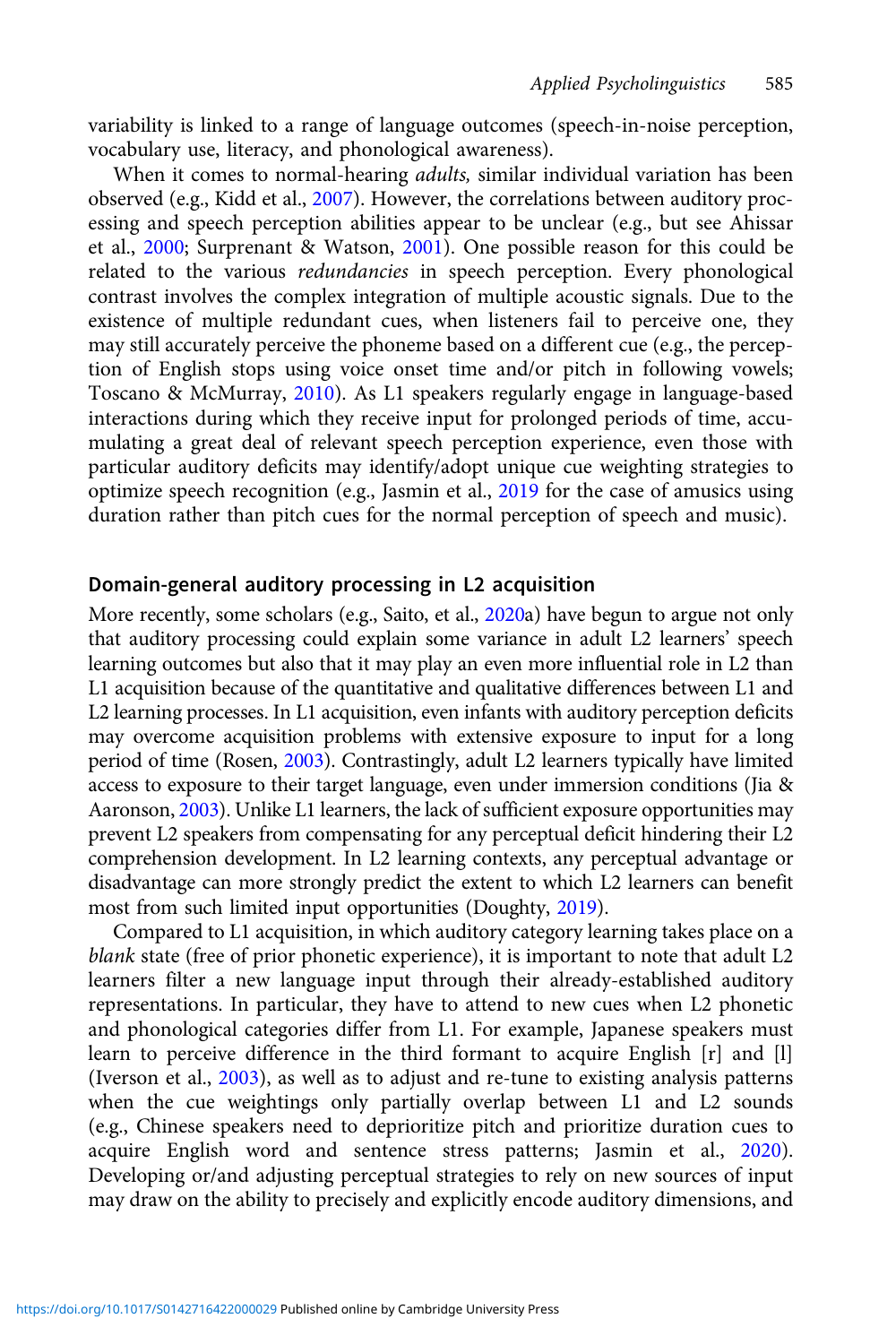variability is linked to a range of language outcomes (speech-in-noise perception, vocabulary use, literacy, and phonological awareness).

When it comes to normal-hearing *adults,* similar individual variation has been observed (e.g., Kidd et al., 2007). However, the correlations between auditory processing and speech perception abilities appear to be unclear (e.g., but see Ahissar et al., 2000; Surprenant & Watson, 2001). One possible reason for this could be related to the various *redundancies* in speech perception. Every phonological contrast involves the complex integration of multiple acoustic signals. Due to the existence of multiple redundant cues, when listeners fail to perceive one, they may still accurately perceive the phoneme based on a different cue (e.g., the perception of English stops using voice onset time and/or pitch in following vowels; Toscano & McMurray, 2010). As L1 speakers regularly engage in language-based interactions during which they receive input for prolonged periods of time, accumulating a great deal of relevant speech perception experience, even those with particular auditory deficits may identify/adopt unique cue weighting strategies to optimize speech recognition (e.g., Jasmin et al., 2019 for the case of amusics using duration rather than pitch cues for the normal perception of speech and music).

## Domain-general auditory processing in L2 acquisition

More recently, some scholars (e.g., Saito, et al., 2020a) have begun to argue not only that auditory processing could explain some variance in adult L2 learners' speech learning outcomes but also that it may play an even more influential role in L2 than L1 acquisition because of the quantitative and qualitative differences between L1 and L2 learning processes. In L1 acquisition, even infants with auditory perception deficits may overcome acquisition problems with extensive exposure to input for a long period of time (Rosen, 2003). Contrastingly, adult L2 learners typically have limited access to exposure to their target language, even under immersion conditions (Jia & Aaronson, 2003). Unlike L1 learners, the lack of sufficient exposure opportunities may prevent L2 speakers from compensating for any perceptual deficit hindering their L2 comprehension development. In L2 learning contexts, any perceptual advantage or disadvantage can more strongly predict the extent to which L2 learners can benefit most from such limited input opportunities (Doughty, 2019).

Compared to L1 acquisition, in which auditory category learning takes place on a *blank* state (free of prior phonetic experience), it is important to note that adult L2 learners filter a new language input through their already-established auditory representations. In particular, they have to attend to new cues when L2 phonetic and phonological categories differ from L1. For example, Japanese speakers must learn to perceive difference in the third formant to acquire English [r] and [l] (Iverson et al., 2003), as well as to adjust and re-tune to existing analysis patterns when the cue weightings only partially overlap between L1 and L2 sounds (e.g., Chinese speakers need to deprioritize pitch and prioritize duration cues to acquire English word and sentence stress patterns; Jasmin et al., 2020). Developing or/and adjusting perceptual strategies to rely on new sources of input may draw on the ability to precisely and explicitly encode auditory dimensions, and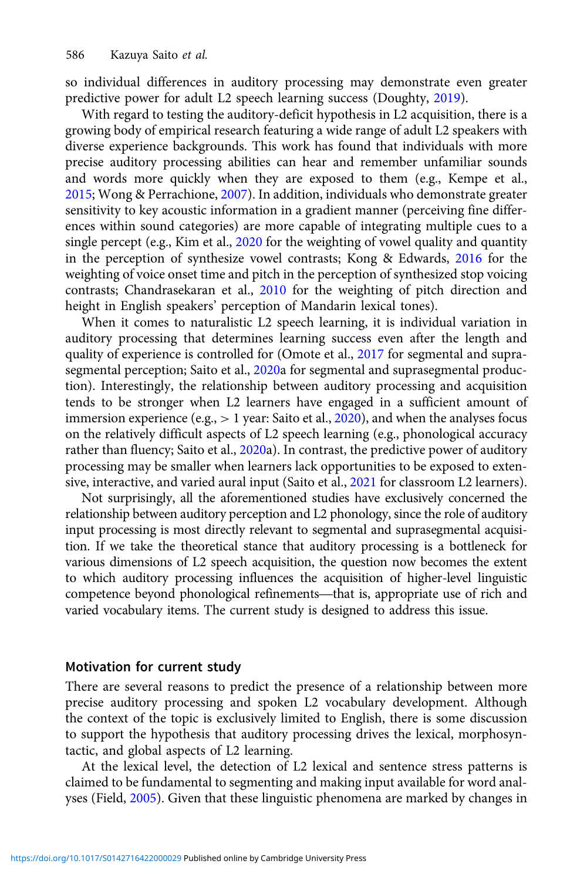so individual differences in auditory processing may demonstrate even greater predictive power for adult L2 speech learning success (Doughty, 2019).

With regard to testing the auditory-deficit hypothesis in L2 acquisition, there is a growing body of empirical research featuring a wide range of adult L2 speakers with diverse experience backgrounds. This work has found that individuals with more precise auditory processing abilities can hear and remember unfamiliar sounds and words more quickly when they are exposed to them (e.g., Kempe et al., 2015; Wong & Perrachione, 2007). In addition, individuals who demonstrate greater sensitivity to key acoustic information in a gradient manner (perceiving fine differences within sound categories) are more capable of integrating multiple cues to a single percept (e.g., Kim et al., 2020 for the weighting of vowel quality and quantity in the perception of synthesize vowel contrasts; Kong & Edwards, 2016 for the weighting of voice onset time and pitch in the perception of synthesized stop voicing contrasts; Chandrasekaran et al., 2010 for the weighting of pitch direction and height in English speakers' perception of Mandarin lexical tones).

When it comes to naturalistic L2 speech learning, it is individual variation in auditory processing that determines learning success even after the length and quality of experience is controlled for (Omote et al., 2017 for segmental and suprasegmental perception; Saito et al., 2020a for segmental and suprasegmental production). Interestingly, the relationship between auditory processing and acquisition tends to be stronger when L2 learners have engaged in a sufficient amount of immersion experience (e.g., > 1 year: Saito et al., 2020), and when the analyses focus on the relatively difficult aspects of L2 speech learning (e.g., phonological accuracy rather than fluency; Saito et al., 2020a). In contrast, the predictive power of auditory processing may be smaller when learners lack opportunities to be exposed to extensive, interactive, and varied aural input (Saito et al., 2021 for classroom L2 learners).

Not surprisingly, all the aforementioned studies have exclusively concerned the relationship between auditory perception and L2 phonology, since the role of auditory input processing is most directly relevant to segmental and suprasegmental acquisition. If we take the theoretical stance that auditory processing is a bottleneck for various dimensions of L2 speech acquisition, the question now becomes the extent to which auditory processing influences the acquisition of higher-level linguistic competence beyond phonological refinements—that is, appropriate use of rich and varied vocabulary items. The current study is designed to address this issue.

## Motivation for current study

There are several reasons to predict the presence of a relationship between more precise auditory processing and spoken L2 vocabulary development. Although the context of the topic is exclusively limited to English, there is some discussion to support the hypothesis that auditory processing drives the lexical, morphosyntactic, and global aspects of L2 learning.

At the lexical level, the detection of L2 lexical and sentence stress patterns is claimed to be fundamental to segmenting and making input available for word analyses (Field, 2005). Given that these linguistic phenomena are marked by changes in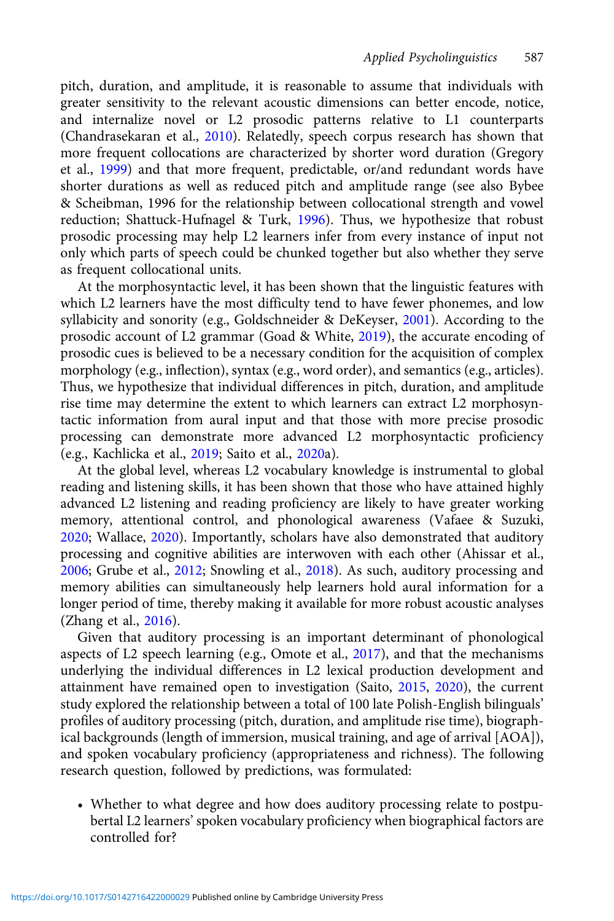pitch, duration, and amplitude, it is reasonable to assume that individuals with greater sensitivity to the relevant acoustic dimensions can better encode, notice, and internalize novel or L2 prosodic patterns relative to L1 counterparts (Chandrasekaran et al., 2010). Relatedly, speech corpus research has shown that more frequent collocations are characterized by shorter word duration (Gregory et al., 1999) and that more frequent, predictable, or/and redundant words have shorter durations as well as reduced pitch and amplitude range (see also Bybee & Scheibman, 1996 for the relationship between collocational strength and vowel reduction; Shattuck-Hufnagel & Turk, 1996). Thus, we hypothesize that robust prosodic processing may help L2 learners infer from every instance of input not only which parts of speech could be chunked together but also whether they serve as frequent collocational units.

At the morphosyntactic level, it has been shown that the linguistic features with which L2 learners have the most difficulty tend to have fewer phonemes, and low syllabicity and sonority (e.g., Goldschneider & DeKeyser, 2001). According to the prosodic account of L2 grammar (Goad & White, 2019), the accurate encoding of prosodic cues is believed to be a necessary condition for the acquisition of complex morphology (e.g., inflection), syntax (e.g., word order), and semantics (e.g., articles). Thus, we hypothesize that individual differences in pitch, duration, and amplitude rise time may determine the extent to which learners can extract L2 morphosyntactic information from aural input and that those with more precise prosodic processing can demonstrate more advanced L2 morphosyntactic proficiency (e.g., Kachlicka et al., 2019; Saito et al., 2020a).

At the global level, whereas L2 vocabulary knowledge is instrumental to global reading and listening skills, it has been shown that those who have attained highly advanced L2 listening and reading proficiency are likely to have greater working memory, attentional control, and phonological awareness (Vafaee & Suzuki, 2020; Wallace, 2020). Importantly, scholars have also demonstrated that auditory processing and cognitive abilities are interwoven with each other (Ahissar et al., 2006; Grube et al., 2012; Snowling et al., 2018). As such, auditory processing and memory abilities can simultaneously help learners hold aural information for a longer period of time, thereby making it available for more robust acoustic analyses (Zhang et al., 2016).

Given that auditory processing is an important determinant of phonological aspects of L2 speech learning (e.g., Omote et al., 2017), and that the mechanisms underlying the individual differences in L2 lexical production development and attainment have remained open to investigation (Saito, 2015, 2020), the current study explored the relationship between a total of 100 late Polish-English bilinguals' profiles of auditory processing (pitch, duration, and amplitude rise time), biographical backgrounds (length of immersion, musical training, and age of arrival [AOA]), and spoken vocabulary proficiency (appropriateness and richness). The following research question, followed by predictions, was formulated:

- Whether to what degree and how does auditory processing relate to postpubertal L2 learners' spoken vocabulary proficiency when biographical factors are controlled for?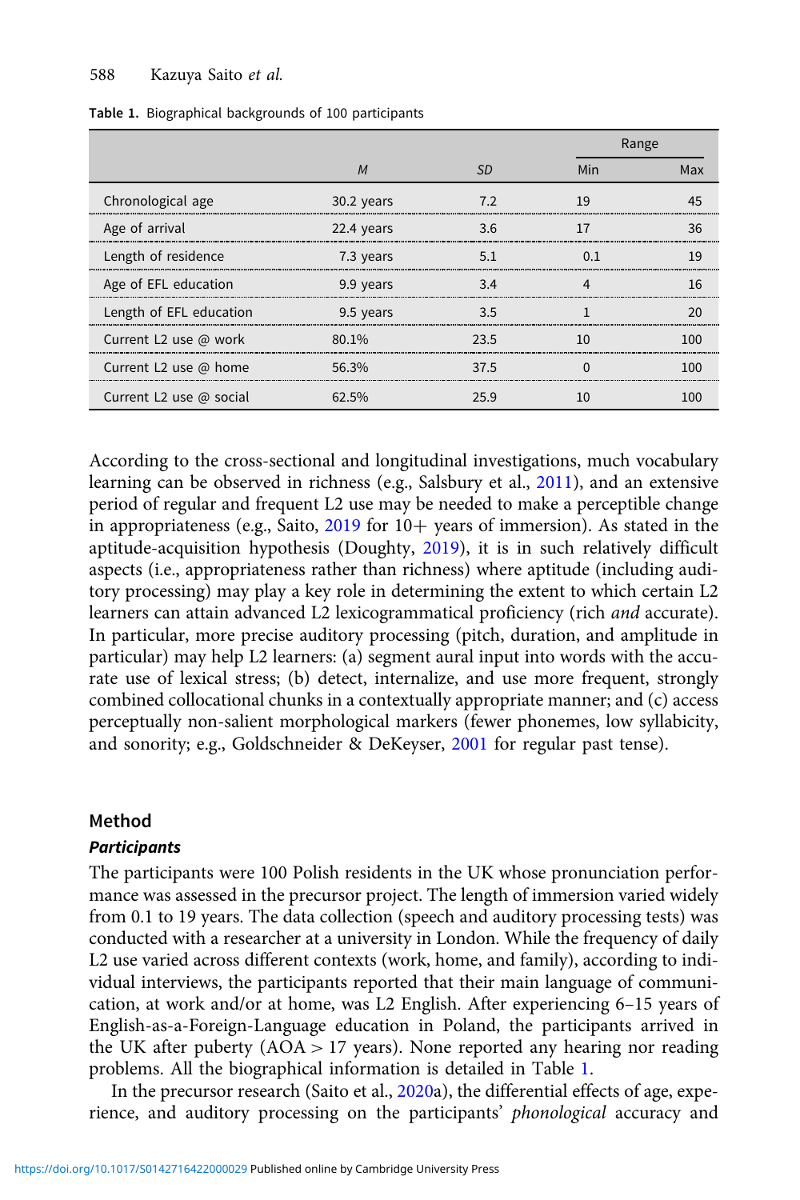Table 1. Biographical backgrounds of 100 participants

| | *M* | *SD* | Range | |
|---|---|---|---|---|
| | | | Min | Max |
| Chronological age | 30.2 years | 7.2 | 19 | 45 |
| Age of arrival | 22.4 years | 3.6 | 17 | 36 |
| Length of residence | 7.3 years | 5.1 | 0.1 | 19 |
| Age of EFL education | 9.9 years | 3.4 | 4 | 16 |
| Length of EFL education | 9.5 years | 3.5 | 1 | 20 |
| Current L2 use @ work | 80.1% | 23.5 | 10 | 100 |
| Current L2 use @ home | 56.3% | 37.5 | 0 | 100 |
| Current L2 use @ social | 62.5% | 25.9 | 10 | 100 |

According to the cross-sectional and longitudinal investigations, much vocabulary learning can be observed in richness (e.g., Salsbury et al., 2011), and an extensive period of regular and frequent L2 use may be needed to make a perceptible change in appropriateness (e.g., Saito, 2019 for 10+ years of immersion). As stated in the aptitude-acquisition hypothesis (Doughty, 2019), it is in such relatively difficult aspects (i.e., appropriateness rather than richness) where aptitude (including auditory processing) may play a key role in determining the extent to which certain L2 learners can attain advanced L2 lexicogrammatical proficiency (rich *and* accurate). In particular, more precise auditory processing (pitch, duration, and amplitude in particular) may help L2 learners: (a) segment aural input into words with the accurate use of lexical stress; (b) detect, internalize, and use more frequent, strongly combined collocational chunks in a contextually appropriate manner; and (c) access perceptually non-salient morphological markers (fewer phonemes, low syllabicity, and sonority; e.g., Goldschneider & DeKeyser, 2001 for regular past tense).

## Method

### *Participants*

The participants were 100 Polish residents in the UK whose pronunciation performance was assessed in the precursor project. The length of immersion varied widely from 0.1 to 19 years. The data collection (speech and auditory processing tests) was conducted with a researcher at a university in London. While the frequency of daily L2 use varied across different contexts (work, home, and family), according to individual interviews, the participants reported that their main language of communication, at work and/or at home, was L2 English. After experiencing 6–15 years of English-as-a-Foreign-Language education in Poland, the participants arrived in the UK after puberty (AOA > 17 years). None reported any hearing nor reading problems. All the biographical information is detailed in Table 1.

In the precursor research (Saito et al., 2020a), the differential effects of age, experience, and auditory processing on the participants' *phonological* accuracy and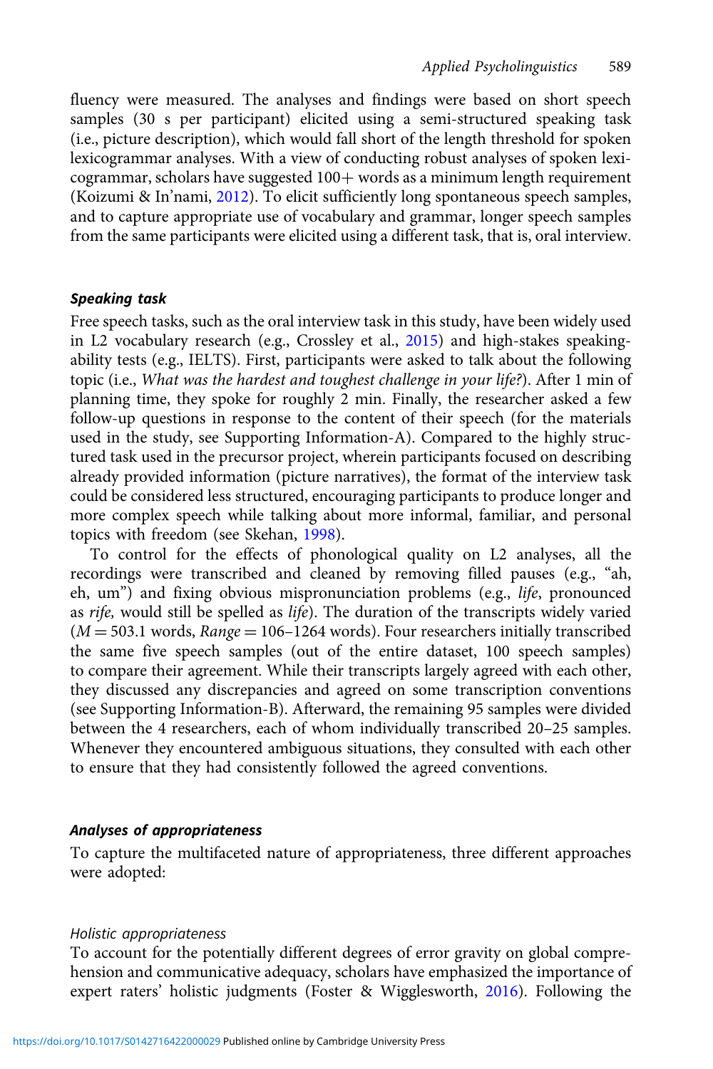fluency were measured. The analyses and findings were based on short speech samples (30 s per participant) elicited using a semi-structured speaking task (i.e., picture description), which would fall short of the length threshold for spoken lexicogrammar analyses. With a view of conducting robust analyses of spoken lexicogrammar, scholars have suggested 100+ words as a minimum length requirement (Koizumi & In'nami, 2012). To elicit sufficiently long spontaneous speech samples, and to capture appropriate use of vocabulary and grammar, longer speech samples from the same participants were elicited using a different task, that is, oral interview.

### *Speaking task*

Free speech tasks, such as the oral interview task in this study, have been widely used in L2 vocabulary research (e.g., Crossley et al., 2015) and high-stakes speaking-ability tests (e.g., IELTS). First, participants were asked to talk about the following topic (i.e., *What was the hardest and toughest challenge in your life?*). After 1 min of planning time, they spoke for roughly 2 min. Finally, the researcher asked a few follow-up questions in response to the content of their speech (for the materials used in the study, see Supporting Information-A). Compared to the highly structured task used in the precursor project, wherein participants focused on describing already provided information (picture narratives), the format of the interview task could be considered less structured, encouraging participants to produce longer and more complex speech while talking about more informal, familiar, and personal topics with freedom (see Skehan, 1998).

To control for the effects of phonological quality on L2 analyses, all the recordings were transcribed and cleaned by removing filled pauses (e.g., "ah, eh, um") and fixing obvious mispronunciation problems (e.g., *life*, pronounced as *rife,* would still be spelled as *life*). The duration of the transcripts widely varied ($M = 503.1$ words, $Range = 106–1264$ words). Four researchers initially transcribed the same five speech samples (out of the entire dataset, 100 speech samples) to compare their agreement. While their transcripts largely agreed with each other, they discussed any discrepancies and agreed on some transcription conventions (see Supporting Information-B). Afterward, the remaining 95 samples were divided between the 4 researchers, each of whom individually transcribed 20–25 samples. Whenever they encountered ambiguous situations, they consulted with each other to ensure that they had consistently followed the agreed conventions.

### *Analyses of appropriateness*

To capture the multifaceted nature of appropriateness, three different approaches were adopted:

#### *Holistic appropriateness*

To account for the potentially different degrees of error gravity on global comprehension and communicative adequacy, scholars have emphasized the importance of expert raters' holistic judgments (Foster & Wigglesworth, 2016). Following the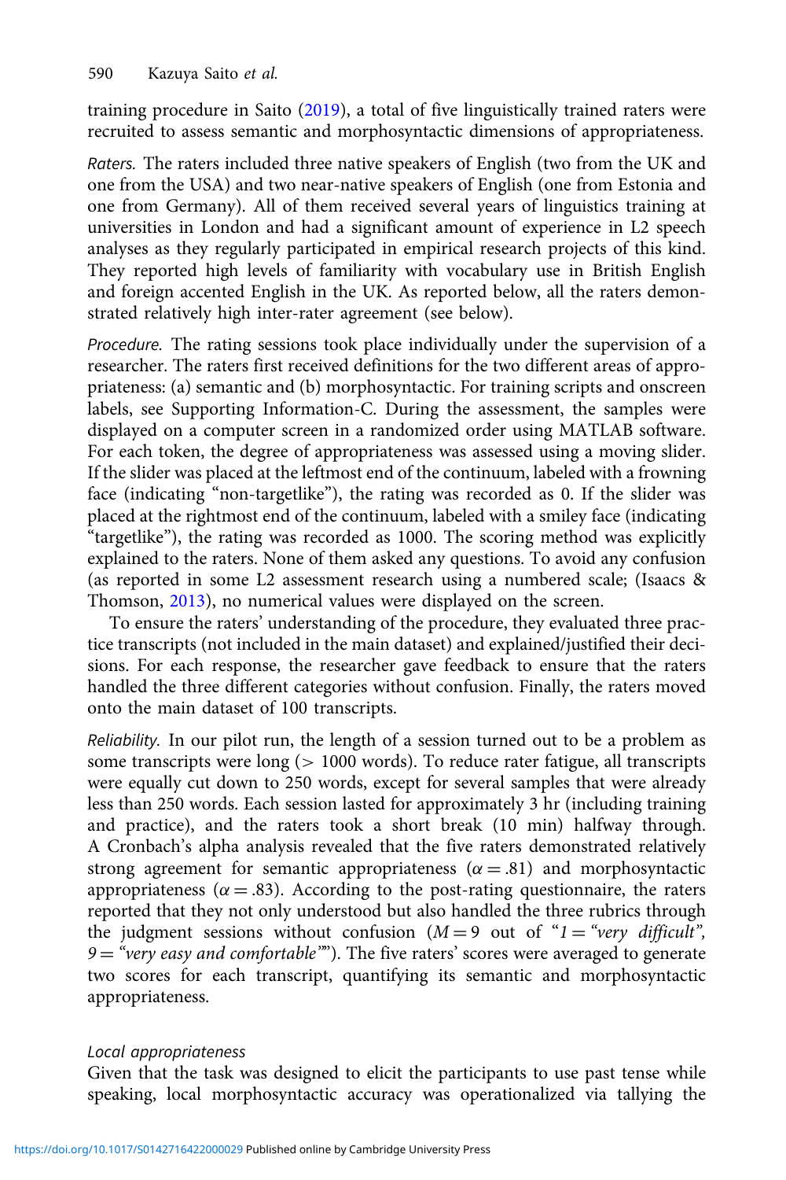training procedure in Saito (2019), a total of five linguistically trained raters were recruited to assess semantic and morphosyntactic dimensions of appropriateness.

*Raters.* The raters included three native speakers of English (two from the UK and one from the USA) and two near-native speakers of English (one from Estonia and one from Germany). All of them received several years of linguistics training at universities in London and had a significant amount of experience in L2 speech analyses as they regularly participated in empirical research projects of this kind. They reported high levels of familiarity with vocabulary use in British English and foreign accented English in the UK. As reported below, all the raters demonstrated relatively high inter-rater agreement (see below).

*Procedure.* The rating sessions took place individually under the supervision of a researcher. The raters first received definitions for the two different areas of appropriateness: (a) semantic and (b) morphosyntactic. For training scripts and onscreen labels, see Supporting Information-C. During the assessment, the samples were displayed on a computer screen in a randomized order using MATLAB software. For each token, the degree of appropriateness was assessed using a moving slider. If the slider was placed at the leftmost end of the continuum, labeled with a frowning face (indicating "non-targetlike"), the rating was recorded as 0. If the slider was placed at the rightmost end of the continuum, labeled with a smiley face (indicating "targetlike"), the rating was recorded as 1000. The scoring method was explicitly explained to the raters. None of them asked any questions. To avoid any confusion (as reported in some L2 assessment research using a numbered scale; (Isaacs & Thomson, 2013), no numerical values were displayed on the screen.

To ensure the raters' understanding of the procedure, they evaluated three practice transcripts (not included in the main dataset) and explained/justified their decisions. For each response, the researcher gave feedback to ensure that the raters handled the three different categories without confusion. Finally, the raters moved onto the main dataset of 100 transcripts.

*Reliability.* In our pilot run, the length of a session turned out to be a problem as some transcripts were long (> 1000 words). To reduce rater fatigue, all transcripts were equally cut down to 250 words, except for several samples that were already less than 250 words. Each session lasted for approximately 3 hr (including training and practice), and the raters took a short break (10 min) halfway through. A Cronbach's alpha analysis revealed that the five raters demonstrated relatively strong agreement for semantic appropriateness ($\alpha = .81$) and morphosyntactic appropriateness ($\alpha = .83$). According to the post-rating questionnaire, the raters reported that they not only understood but also handled the three rubrics through the judgment sessions without confusion ($M = 9$ out of "*1 = "very difficult", 9 = "very easy and comfortable"*"). The five raters' scores were averaged to generate two scores for each transcript, quantifying its semantic and morphosyntactic appropriateness.

#### *Local appropriateness*

Given that the task was designed to elicit the participants to use past tense while speaking, local morphosyntactic accuracy was operationalized via tallying the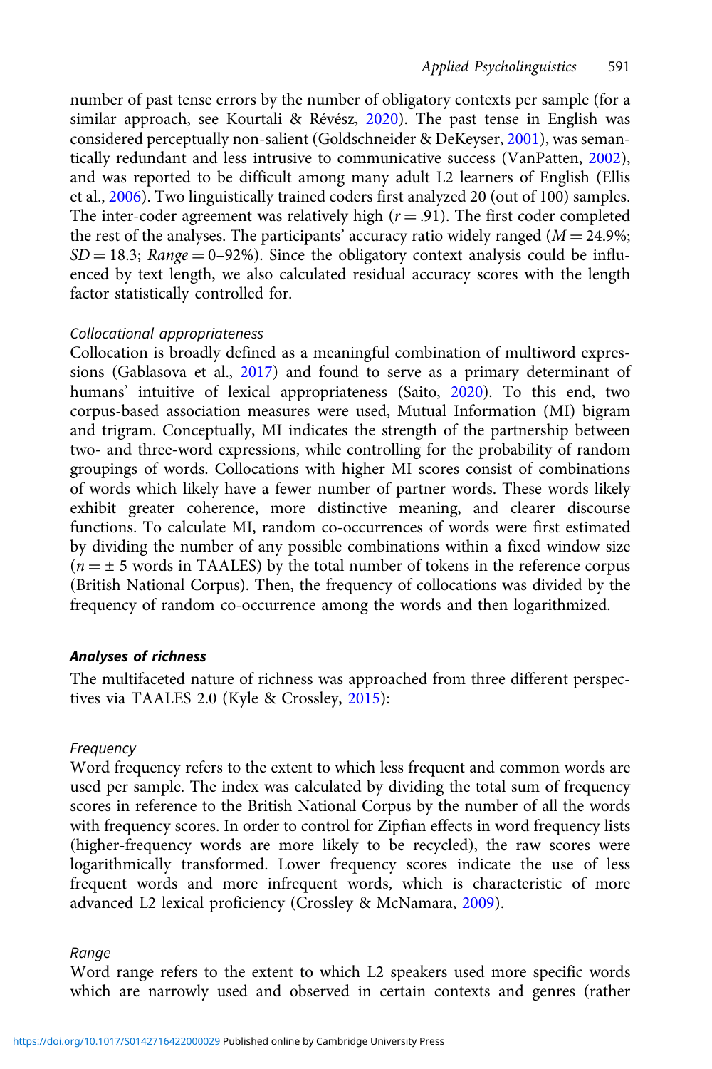number of past tense errors by the number of obligatory contexts per sample (for a similar approach, see Kourtali & Révész, 2020). The past tense in English was considered perceptually non-salient (Goldschneider & DeKeyser, 2001), was semantically redundant and less intrusive to communicative success (VanPatten, 2002), and was reported to be difficult among many adult L2 learners of English (Ellis et al., 2006). Two linguistically trained coders first analyzed 20 (out of 100) samples. The inter-coder agreement was relatively high ($r = .91$). The first coder completed the rest of the analyses. The participants' accuracy ratio widely ranged ($M = 24.9\%$; $SD = 18.3$; $Range = 0–92\%$). Since the obligatory context analysis could be influenced by text length, we also calculated residual accuracy scores with the length factor statistically controlled for.

*Collocational appropriateness*

Collocation is broadly defined as a meaningful combination of multiword expressions (Gablasova et al., 2017) and found to serve as a primary determinant of humans' intuitive of lexical appropriateness (Saito, 2020). To this end, two corpus-based association measures were used, Mutual Information (MI) bigram and trigram. Conceptually, MI indicates the strength of the partnership between two- and three-word expressions, while controlling for the probability of random groupings of words. Collocations with higher MI scores consist of combinations of words which likely have a fewer number of partner words. These words likely exhibit greater coherence, more distinctive meaning, and clearer discourse functions. To calculate MI, random co-occurrences of words were first estimated by dividing the number of any possible combinations within a fixed window size ($n = \pm$ 5 words in TAALES) by the total number of tokens in the reference corpus (British National Corpus). Then, the frequency of collocations was divided by the frequency of random co-occurrence among the words and then logarithmized.

### *Analyses of richness*

The multifaceted nature of richness was approached from three different perspectives via TAALES 2.0 (Kyle & Crossley, 2015):

*Frequency*

Word frequency refers to the extent to which less frequent and common words are used per sample. The index was calculated by dividing the total sum of frequency scores in reference to the British National Corpus by the number of all the words with frequency scores. In order to control for Zipfian effects in word frequency lists (higher-frequency words are more likely to be recycled), the raw scores were logarithmically transformed. Lower frequency scores indicate the use of less frequent words and more infrequent words, which is characteristic of more advanced L2 lexical proficiency (Crossley & McNamara, 2009).

*Range*

Word range refers to the extent to which L2 speakers used more specific words which are narrowly used and observed in certain contexts and genres (rather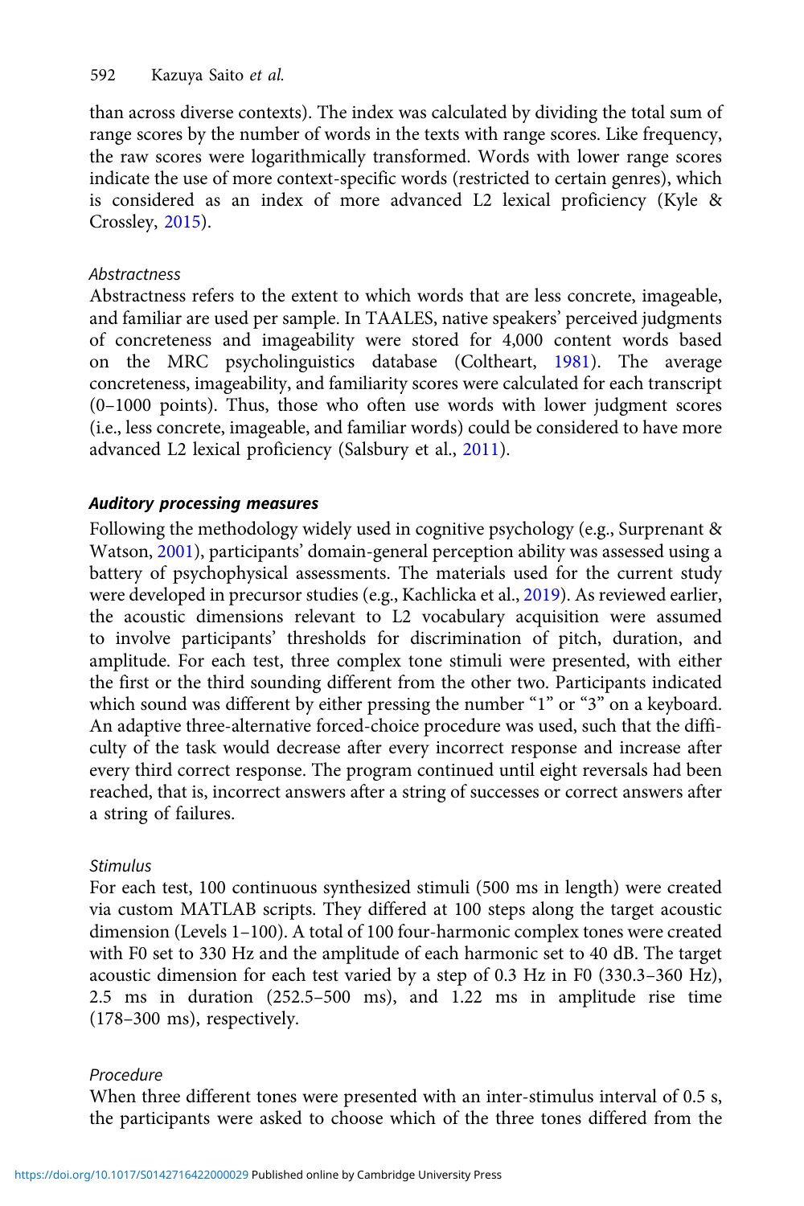than across diverse contexts). The index was calculated by dividing the total sum of range scores by the number of words in the texts with range scores. Like frequency, the raw scores were logarithmically transformed. Words with lower range scores indicate the use of more context-specific words (restricted to certain genres), which is considered as an index of more advanced L2 lexical proficiency (Kyle & Crossley, 2015).

#### *Abstractness*

Abstractness refers to the extent to which words that are less concrete, imageable, and familiar are used per sample. In TAALES, native speakers' perceived judgments of concreteness and imageability were stored for 4,000 content words based on the MRC psycholinguistics database (Coltheart, 1981). The average concreteness, imageability, and familiarity scores were calculated for each transcript (0–1000 points). Thus, those who often use words with lower judgment scores (i.e., less concrete, imageable, and familiar words) could be considered to have more advanced L2 lexical proficiency (Salsbury et al., 2011).

### ***Auditory processing measures***

Following the methodology widely used in cognitive psychology (e.g., Surprenant & Watson, 2001), participants' domain-general perception ability was assessed using a battery of psychophysical assessments. The materials used for the current study were developed in precursor studies (e.g., Kachlicka et al., 2019). As reviewed earlier, the acoustic dimensions relevant to L2 vocabulary acquisition were assumed to involve participants' thresholds for discrimination of pitch, duration, and amplitude. For each test, three complex tone stimuli were presented, with either the first or the third sounding different from the other two. Participants indicated which sound was different by either pressing the number "1" or "3" on a keyboard. An adaptive three-alternative forced-choice procedure was used, such that the difficulty of the task would decrease after every incorrect response and increase after every third correct response. The program continued until eight reversals had been reached, that is, incorrect answers after a string of successes or correct answers after a string of failures.

#### *Stimulus*

For each test, 100 continuous synthesized stimuli (500 ms in length) were created via custom MATLAB scripts. They differed at 100 steps along the target acoustic dimension (Levels 1–100). A total of 100 four-harmonic complex tones were created with F0 set to 330 Hz and the amplitude of each harmonic set to 40 dB. The target acoustic dimension for each test varied by a step of 0.3 Hz in F0 (330.3–360 Hz), 2.5 ms in duration (252.5–500 ms), and 1.22 ms in amplitude rise time (178–300 ms), respectively.

#### *Procedure*

When three different tones were presented with an inter-stimulus interval of 0.5 s, the participants were asked to choose which of the three tones differed from the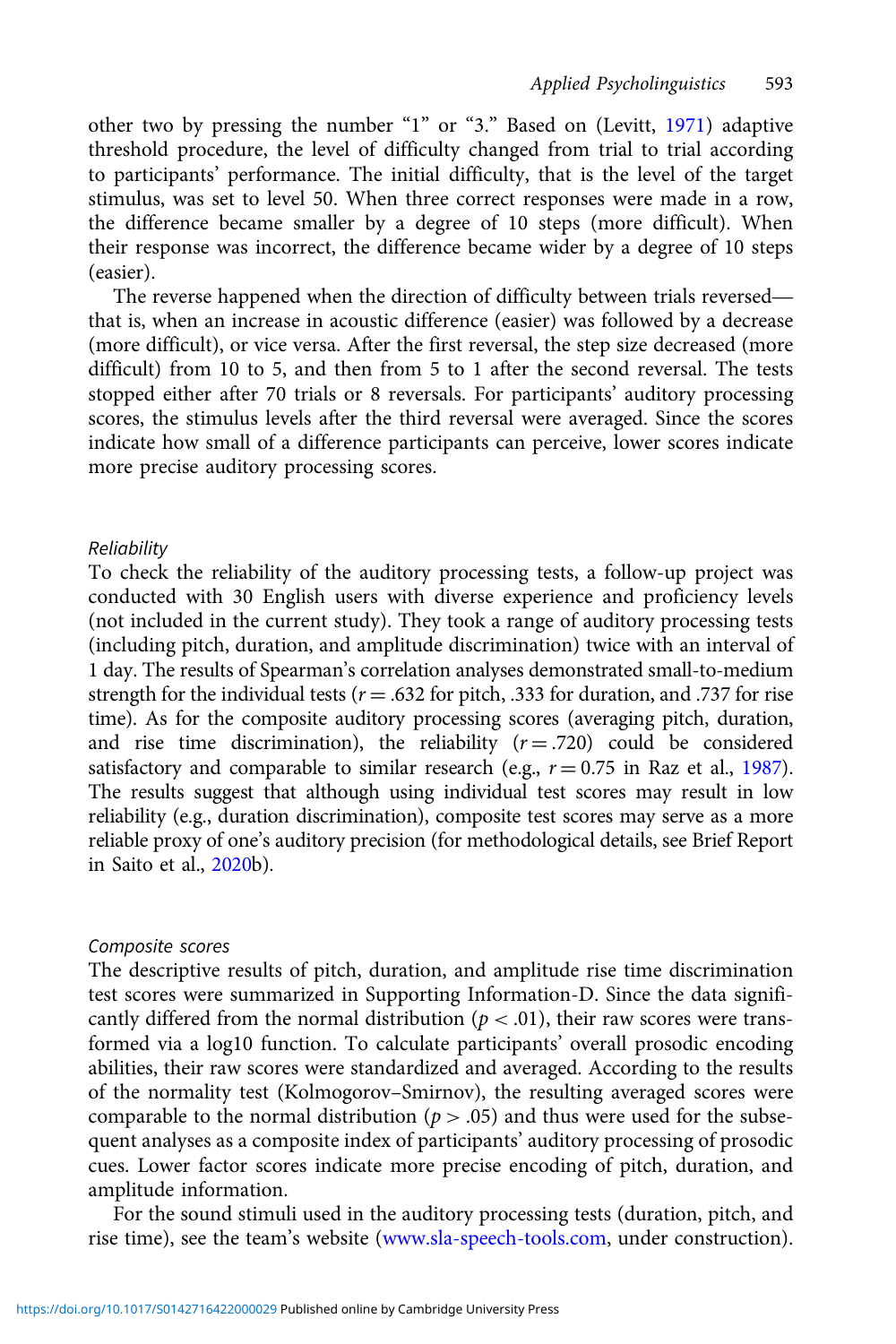other two by pressing the number "1" or "3." Based on (Levitt, 1971) adaptive threshold procedure, the level of difficulty changed from trial to trial according to participants' performance. The initial difficulty, that is the level of the target stimulus, was set to level 50. When three correct responses were made in a row, the difference became smaller by a degree of 10 steps (more difficult). When their response was incorrect, the difference became wider by a degree of 10 steps (easier).

The reverse happened when the direction of difficulty between trials reversed—that is, when an increase in acoustic difference (easier) was followed by a decrease (more difficult), or vice versa. After the first reversal, the step size decreased (more difficult) from 10 to 5, and then from 5 to 1 after the second reversal. The tests stopped either after 70 trials or 8 reversals. For participants' auditory processing scores, the stimulus levels after the third reversal were averaged. Since the scores indicate how small of a difference participants can perceive, lower scores indicate more precise auditory processing scores.

*Reliability*

To check the reliability of the auditory processing tests, a follow-up project was conducted with 30 English users with diverse experience and proficiency levels (not included in the current study). They took a range of auditory processing tests (including pitch, duration, and amplitude discrimination) twice with an interval of 1 day. The results of Spearman's correlation analyses demonstrated small-to-medium strength for the individual tests ($r = .632$ for pitch, .333 for duration, and .737 for rise time). As for the composite auditory processing scores (averaging pitch, duration, and rise time discrimination), the reliability ($r = .720$) could be considered satisfactory and comparable to similar research (e.g., $r = 0.75$ in Raz et al., 1987). The results suggest that although using individual test scores may result in low reliability (e.g., duration discrimination), composite test scores may serve as a more reliable proxy of one's auditory precision (for methodological details, see Brief Report in Saito et al., 2020b).

*Composite scores*

The descriptive results of pitch, duration, and amplitude rise time discrimination test scores were summarized in Supporting Information-D. Since the data significantly differed from the normal distribution ($p < .01$), their raw scores were transformed via a log10 function. To calculate participants' overall prosodic encoding abilities, their raw scores were standardized and averaged. According to the results of the normality test (Kolmogorov–Smirnov), the resulting averaged scores were comparable to the normal distribution ($p > .05$) and thus were used for the subsequent analyses as a composite index of participants' auditory processing of prosodic cues. Lower factor scores indicate more precise encoding of pitch, duration, and amplitude information.

For the sound stimuli used in the auditory processing tests (duration, pitch, and rise time), see the team's website (www.sla-speech-tools.com, under construction).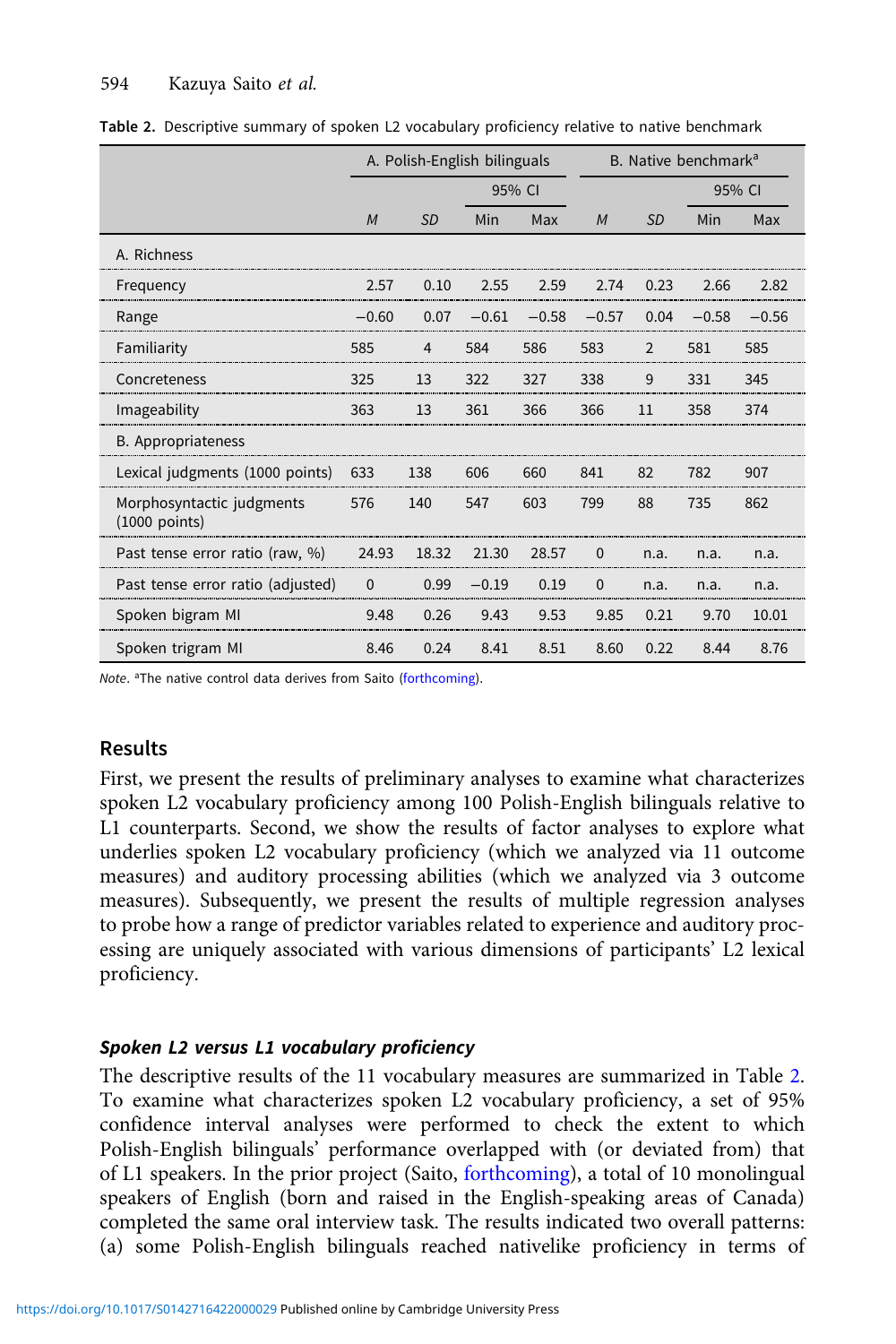**Table 2.** Descriptive summary of spoken L2 vocabulary proficiency relative to native benchmark

| | A. Polish-English bilinguals | | | | B. Native benchmark[a] | | | |
|---|---|---|---|---|---|---|---|---|
| | | | 95% CI | | | | 95% CI | |
| | *M* | *SD* | Min | Max | *M* | *SD* | Min | Max |
| A. Richness | | | | | | | | |
| Frequency | 2.57 | 0.10 | 2.55 | 2.59 | 2.74 | 0.23 | 2.66 | 2.82 |
| Range | −0.60 | 0.07 | −0.61 | −0.58 | −0.57 | 0.04 | −0.58 | −0.56 |
| Familiarity | 585 | 4 | 584 | 586 | 583 | 2 | 581 | 585 |
| Concreteness | 325 | 13 | 322 | 327 | 338 | 9 | 331 | 345 |
| Imageability | 363 | 13 | 361 | 366 | 366 | 11 | 358 | 374 |
| B. Appropriateness | | | | | | | | |
| Lexical judgments (1000 points) | 633 | 138 | 606 | 660 | 841 | 82 | 782 | 907 |
| Morphosyntactic judgments (1000 points) | 576 | 140 | 547 | 603 | 799 | 88 | 735 | 862 |
| Past tense error ratio (raw, %) | 24.93 | 18.32 | 21.30 | 28.57 | 0 | n.a. | n.a. | n.a. |
| Past tense error ratio (adjusted) | 0 | 0.99 | −0.19 | 0.19 | 0 | n.a. | n.a. | n.a. |
| Spoken bigram MI | 9.48 | 0.26 | 9.43 | 9.53 | 9.85 | 0.21 | 9.70 | 10.01 |
| Spoken trigram MI | 8.46 | 0.24 | 8.41 | 8.51 | 8.60 | 0.22 | 8.44 | 8.76 |

*Note*. [a]The native control data derives from Saito (forthcoming).

## Results

First, we present the results of preliminary analyses to examine what characterizes spoken L2 vocabulary proficiency among 100 Polish-English bilinguals relative to L1 counterparts. Second, we show the results of factor analyses to explore what underlies spoken L2 vocabulary proficiency (which we analyzed via 11 outcome measures) and auditory processing abilities (which we analyzed via 3 outcome measures). Subsequently, we present the results of multiple regression analyses to probe how a range of predictor variables related to experience and auditory processing are uniquely associated with various dimensions of participants' L2 lexical proficiency.

### *Spoken L2 versus L1 vocabulary proficiency*

The descriptive results of the 11 vocabulary measures are summarized in Table 2. To examine what characterizes spoken L2 vocabulary proficiency, a set of 95% confidence interval analyses were performed to check the extent to which Polish-English bilinguals' performance overlapped with (or deviated from) that of L1 speakers. In the prior project (Saito, forthcoming), a total of 10 monolingual speakers of English (born and raised in the English-speaking areas of Canada) completed the same oral interview task. The results indicated two overall patterns: (a) some Polish-English bilinguals reached nativelike proficiency in terms of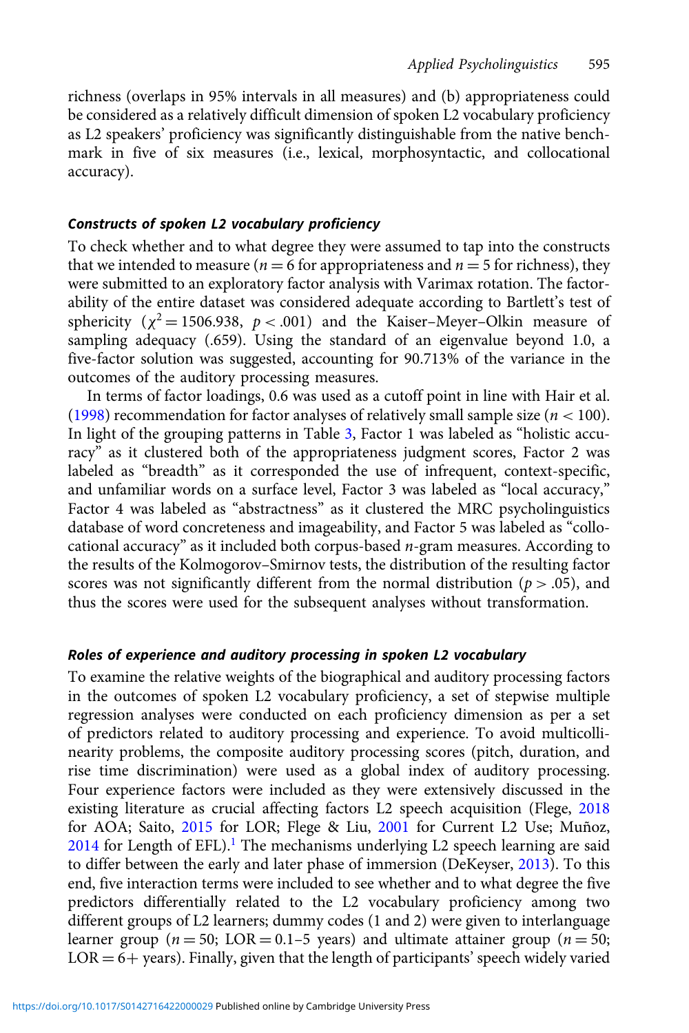richness (overlaps in 95% intervals in all measures) and (b) appropriateness could be considered as a relatively difficult dimension of spoken L2 vocabulary proficiency as L2 speakers' proficiency was significantly distinguishable from the native benchmark in five of six measures (i.e., lexical, morphosyntactic, and collocational accuracy).

### *Constructs of spoken L2 vocabulary proficiency*

To check whether and to what degree they were assumed to tap into the constructs that we intended to measure ($n = 6$ for appropriateness and $n = 5$ for richness), they were submitted to an exploratory factor analysis with Varimax rotation. The factorability of the entire dataset was considered adequate according to Bartlett's test of sphericity ($\chi^2 = 1506.938$, $p < .001$) and the Kaiser–Meyer–Olkin measure of sampling adequacy (.659). Using the standard of an eigenvalue beyond 1.0, a five-factor solution was suggested, accounting for 90.713% of the variance in the outcomes of the auditory processing measures.

In terms of factor loadings, 0.6 was used as a cutoff point in line with Hair et al. (1998) recommendation for factor analyses of relatively small sample size ($n < 100$). In light of the grouping patterns in Table 3, Factor 1 was labeled as "holistic accuracy" as it clustered both of the appropriateness judgment scores, Factor 2 was labeled as "breadth" as it corresponded the use of infrequent, context-specific, and unfamiliar words on a surface level, Factor 3 was labeled as "local accuracy," Factor 4 was labeled as "abstractness" as it clustered the MRC psycholinguistics database of word concreteness and imageability, and Factor 5 was labeled as "collocational accuracy" as it included both corpus-based *n*-gram measures. According to the results of the Kolmogorov–Smirnov tests, the distribution of the resulting factor scores was not significantly different from the normal distribution ($p > .05$), and thus the scores were used for the subsequent analyses without transformation.

### *Roles of experience and auditory processing in spoken L2 vocabulary*

To examine the relative weights of the biographical and auditory processing factors in the outcomes of spoken L2 vocabulary proficiency, a set of stepwise multiple regression analyses were conducted on each proficiency dimension as per a set of predictors related to auditory processing and experience. To avoid multicollinearity problems, the composite auditory processing scores (pitch, duration, and rise time discrimination) were used as a global index of auditory processing. Four experience factors were included as they were extensively discussed in the existing literature as crucial affecting factors L2 speech acquisition (Flege, 2018 for AOA; Saito, 2015 for LOR; Flege & Liu, 2001 for Current L2 Use; Muñoz, 2014 for Length of EFL).[1] The mechanisms underlying L2 speech learning are said to differ between the early and later phase of immersion (DeKeyser, 2013). To this end, five interaction terms were included to see whether and to what degree the five predictors differentially related to the L2 vocabulary proficiency among two different groups of L2 learners; dummy codes (1 and 2) were given to interlanguage learner group ($n = 50$; LOR = 0.1–5 years) and ultimate attainer group ($n = 50$; LOR = 6+ years). Finally, given that the length of participants' speech widely varied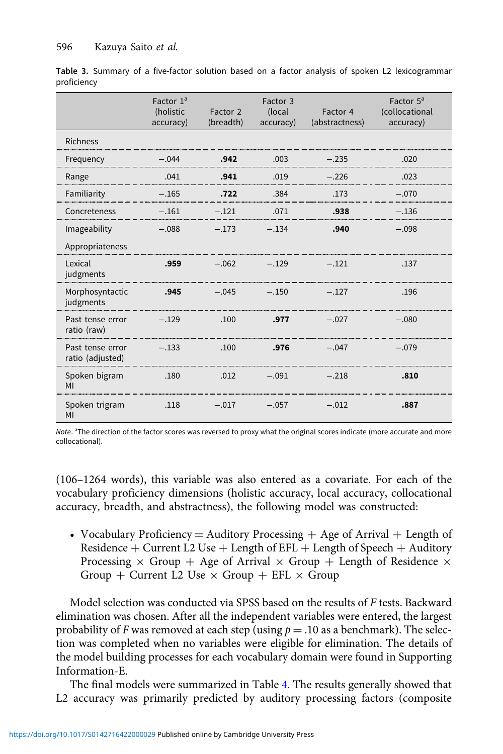**Table 3.** Summary of a five-factor solution based on a factor analysis of spoken L2 lexicogrammar proficiency

| | Factor 1[a] (holistic accuracy) | Factor 2 (breadth) | Factor 3 (local accuracy) | Factor 4 (abstractness) | Factor 5[a] (collocational accuracy) |
|---|---|---|---|---|---|
| Richness | | | | | |
| Frequency | −.044 | **.942** | .003 | −.235 | .020 |
| Range | .041 | **.941** | .019 | −.226 | .023 |
| Familiarity | −.165 | **.722** | .384 | .173 | −.070 |
| Concreteness | −.161 | −.121 | .071 | **.938** | −.136 |
| Imageability | −.088 | −.173 | −.134 | **.940** | −.098 |
| Appropriateness | | | | | |
| Lexical judgments | **.959** | −.062 | −.129 | −.121 | .137 |
| Morphosyntactic judgments | **.945** | −.045 | −.150 | −.127 | .196 |
| Past tense error ratio (raw) | −.129 | .100 | **.977** | −.027 | −.080 |
| Past tense error ratio (adjusted) | −.133 | .100 | **.976** | −.047 | −.079 |
| Spoken bigram MI | .180 | .012 | −.091 | −.218 | **.810** |
| Spoken trigram MI | .118 | −.017 | −.057 | −.012 | **.887** |

*Note*. [a]The direction of the factor scores was reversed to proxy what the original scores indicate (more accurate and more collocational).

(106–1264 words), this variable was also entered as a covariate. For each of the vocabulary proficiency dimensions (holistic accuracy, local accuracy, collocational accuracy, breadth, and abstractness), the following model was constructed:

- Vocabulary Proficiency = Auditory Processing + Age of Arrival + Length of Residence + Current L2 Use + Length of EFL + Length of Speech + Auditory Processing × Group + Age of Arrival × Group + Length of Residence × Group + Current L2 Use × Group + EFL × Group

Model selection was conducted via SPSS based on the results of *F* tests. Backward elimination was chosen. After all the independent variables were entered, the largest probability of *F* was removed at each step (using $p = .10$ as a benchmark). The selection was completed when no variables were eligible for elimination. The details of the model building processes for each vocabulary domain were found in Supporting Information-E.

The final models were summarized in Table 4. The results generally showed that L2 accuracy was primarily predicted by auditory processing factors (composite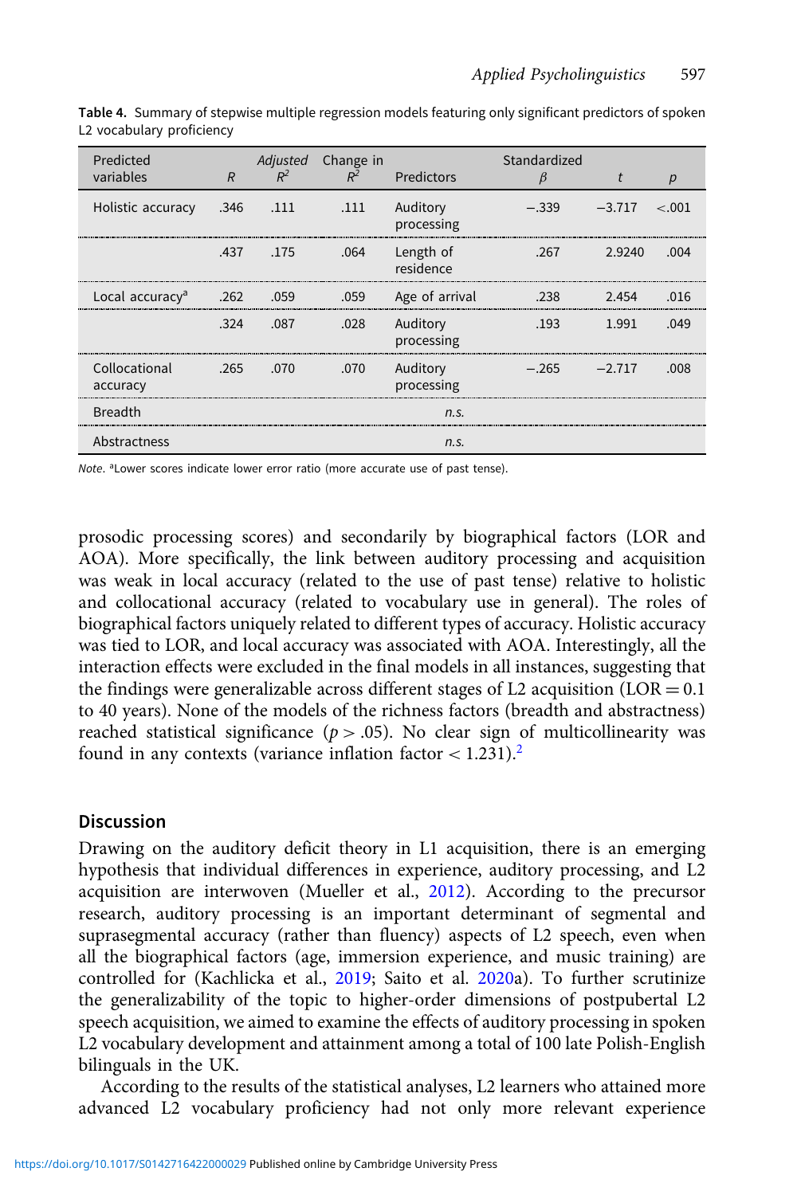**Table 4.** Summary of stepwise multiple regression models featuring only significant predictors of spoken L2 vocabulary proficiency

| Predicted variables | $R$ | Adjusted $R^2$ | Change in $R^2$ | Predictors | Standardized $\beta$ | $t$ | $p$ |
|---|---|---|---|---|---|---|---|
| Holistic accuracy | .346 | .111 | .111 | Auditory processing | −.339 | −3.717 | <.001 |
| | .437 | .175 | .064 | Length of residence | .267 | 2.9240 | .004 |
| Local accuracy[a] | .262 | .059 | .059 | Age of arrival | .238 | 2.454 | .016 |
| | .324 | .087 | .028 | Auditory processing | .193 | 1.991 | .049 |
| Collocational accuracy | .265 | .070 | .070 | Auditory processing | −.265 | −2.717 | .008 |
| Breadth | | | | *n.s.* | | | |
| Abstractness | | | | *n.s.* | | | |

*Note*. [a]Lower scores indicate lower error ratio (more accurate use of past tense).

prosodic processing scores) and secondarily by biographical factors (LOR and AOA). More specifically, the link between auditory processing and acquisition was weak in local accuracy (related to the use of past tense) relative to holistic and collocational accuracy (related to vocabulary use in general). The roles of biographical factors uniquely related to different types of accuracy. Holistic accuracy was tied to LOR, and local accuracy was associated with AOA. Interestingly, all the interaction effects were excluded in the final models in all instances, suggesting that the findings were generalizable across different stages of L2 acquisition (LOR = 0.1 to 40 years). None of the models of the richness factors (breadth and abstractness) reached statistical significance ($p > .05$). No clear sign of multicollinearity was found in any contexts (variance inflation factor < 1.231).[2]

## Discussion

Drawing on the auditory deficit theory in L1 acquisition, there is an emerging hypothesis that individual differences in experience, auditory processing, and L2 acquisition are interwoven (Mueller et al., 2012). According to the precursor research, auditory processing is an important determinant of segmental and suprasegmental accuracy (rather than fluency) aspects of L2 speech, even when all the biographical factors (age, immersion experience, and music training) are controlled for (Kachlicka et al., 2019; Saito et al. 2020a). To further scrutinize the generalizability of the topic to higher-order dimensions of postpubertal L2 speech acquisition, we aimed to examine the effects of auditory processing in spoken L2 vocabulary development and attainment among a total of 100 late Polish-English bilinguals in the UK.

According to the results of the statistical analyses, L2 learners who attained more advanced L2 vocabulary proficiency had not only more relevant experience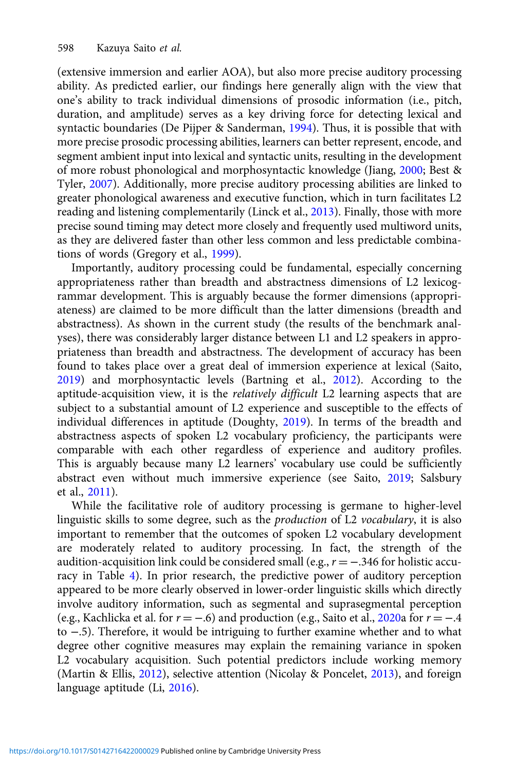(extensive immersion and earlier AOA), but also more precise auditory processing ability. As predicted earlier, our findings here generally align with the view that one's ability to track individual dimensions of prosodic information (i.e., pitch, duration, and amplitude) serves as a key driving force for detecting lexical and syntactic boundaries (De Pijper & Sanderman, 1994). Thus, it is possible that with more precise prosodic processing abilities, learners can better represent, encode, and segment ambient input into lexical and syntactic units, resulting in the development of more robust phonological and morphosyntactic knowledge (Jiang, 2000; Best & Tyler, 2007). Additionally, more precise auditory processing abilities are linked to greater phonological awareness and executive function, which in turn facilitates L2 reading and listening complementarily (Linck et al., 2013). Finally, those with more precise sound timing may detect more closely and frequently used multiword units, as they are delivered faster than other less common and less predictable combinations of words (Gregory et al., 1999).

Importantly, auditory processing could be fundamental, especially concerning appropriateness rather than breadth and abstractness dimensions of L2 lexicogrammar development. This is arguably because the former dimensions (appropriateness) are claimed to be more difficult than the latter dimensions (breadth and abstractness). As shown in the current study (the results of the benchmark analyses), there was considerably larger distance between L1 and L2 speakers in appropriateness than breadth and abstractness. The development of accuracy has been found to takes place over a great deal of immersion experience at lexical (Saito, 2019) and morphosyntactic levels (Bartning et al., 2012). According to the aptitude-acquisition view, it is the *relatively difficult* L2 learning aspects that are subject to a substantial amount of L2 experience and susceptible to the effects of individual differences in aptitude (Doughty, 2019). In terms of the breadth and abstractness aspects of spoken L2 vocabulary proficiency, the participants were comparable with each other regardless of experience and auditory profiles. This is arguably because many L2 learners' vocabulary use could be sufficiently abstract even without much immersive experience (see Saito, 2019; Salsbury et al., 2011).

While the facilitative role of auditory processing is germane to higher-level linguistic skills to some degree, such as the *production* of L2 *vocabulary*, it is also important to remember that the outcomes of spoken L2 vocabulary development are moderately related to auditory processing. In fact, the strength of the audition-acquisition link could be considered small (e.g., $r = -.346$ for holistic accuracy in Table 4). In prior research, the predictive power of auditory perception appeared to be more clearly observed in lower-order linguistic skills which directly involve auditory information, such as segmental and suprasegmental perception (e.g., Kachlicka et al. for $r = -.6$) and production (e.g., Saito et al., 2020a for $r = -.4$ to $-.5$). Therefore, it would be intriguing to further examine whether and to what degree other cognitive measures may explain the remaining variance in spoken L2 vocabulary acquisition. Such potential predictors include working memory (Martin & Ellis, 2012), selective attention (Nicolay & Poncelet, 2013), and foreign language aptitude (Li, 2016).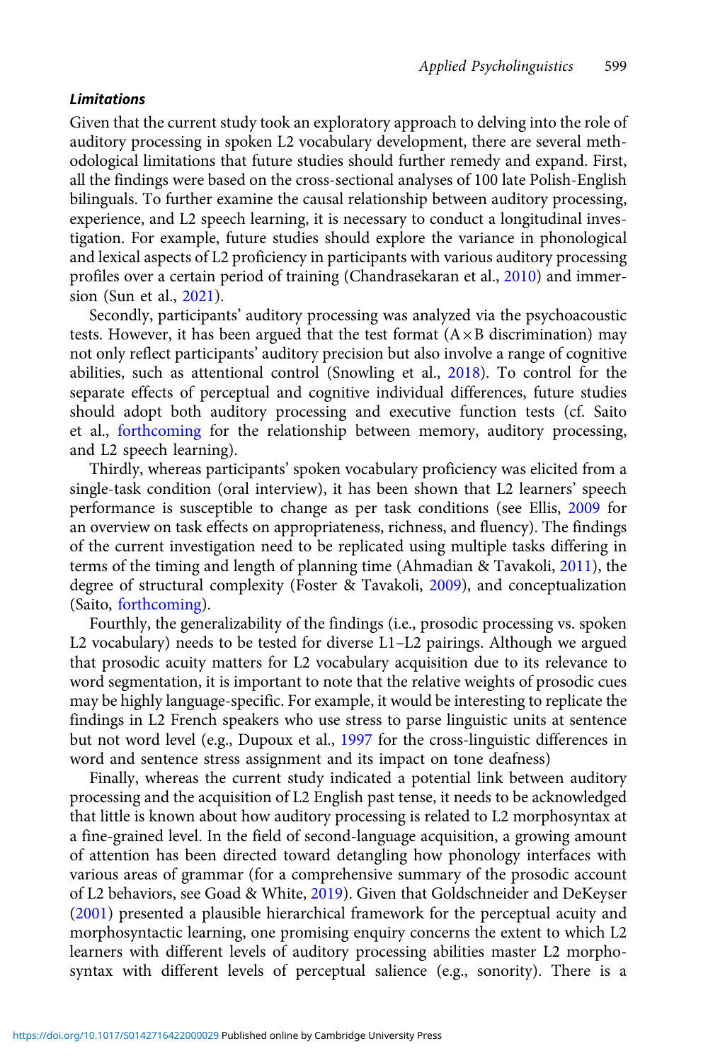### *Limitations*

Given that the current study took an exploratory approach to delving into the role of auditory processing in spoken L2 vocabulary development, there are several methodological limitations that future studies should further remedy and expand. First, all the findings were based on the cross-sectional analyses of 100 late Polish-English bilinguals. To further examine the causal relationship between auditory processing, experience, and L2 speech learning, it is necessary to conduct a longitudinal investigation. For example, future studies should explore the variance in phonological and lexical aspects of L2 proficiency in participants with various auditory processing profiles over a certain period of training (Chandrasekaran et al., 2010) and immersion (Sun et al., 2021).

Secondly, participants' auditory processing was analyzed via the psychoacoustic tests. However, it has been argued that the test format (A×B discrimination) may not only reflect participants' auditory precision but also involve a range of cognitive abilities, such as attentional control (Snowling et al., 2018). To control for the separate effects of perceptual and cognitive individual differences, future studies should adopt both auditory processing and executive function tests (cf. Saito et al., forthcoming for the relationship between memory, auditory processing, and L2 speech learning).

Thirdly, whereas participants' spoken vocabulary proficiency was elicited from a single-task condition (oral interview), it has been shown that L2 learners' speech performance is susceptible to change as per task conditions (see Ellis, 2009 for an overview on task effects on appropriateness, richness, and fluency). The findings of the current investigation need to be replicated using multiple tasks differing in terms of the timing and length of planning time (Ahmadian & Tavakoli, 2011), the degree of structural complexity (Foster & Tavakoli, 2009), and conceptualization (Saito, forthcoming).

Fourthly, the generalizability of the findings (i.e., prosodic processing vs. spoken L2 vocabulary) needs to be tested for diverse L1–L2 pairings. Although we argued that prosodic acuity matters for L2 vocabulary acquisition due to its relevance to word segmentation, it is important to note that the relative weights of prosodic cues may be highly language-specific. For example, it would be interesting to replicate the findings in L2 French speakers who use stress to parse linguistic units at sentence but not word level (e.g., Dupoux et al., 1997 for the cross-linguistic differences in word and sentence stress assignment and its impact on tone deafness)

Finally, whereas the current study indicated a potential link between auditory processing and the acquisition of L2 English past tense, it needs to be acknowledged that little is known about how auditory processing is related to L2 morphosyntax at a fine-grained level. In the field of second-language acquisition, a growing amount of attention has been directed toward detangling how phonology interfaces with various areas of grammar (for a comprehensive summary of the prosodic account of L2 behaviors, see Goad & White, 2019). Given that Goldschneider and DeKeyser (2001) presented a plausible hierarchical framework for the perceptual acuity and morphosyntactic learning, one promising enquiry concerns the extent to which L2 learners with different levels of auditory processing abilities master L2 morphosyntax with different levels of perceptual salience (e.g., sonority). There is a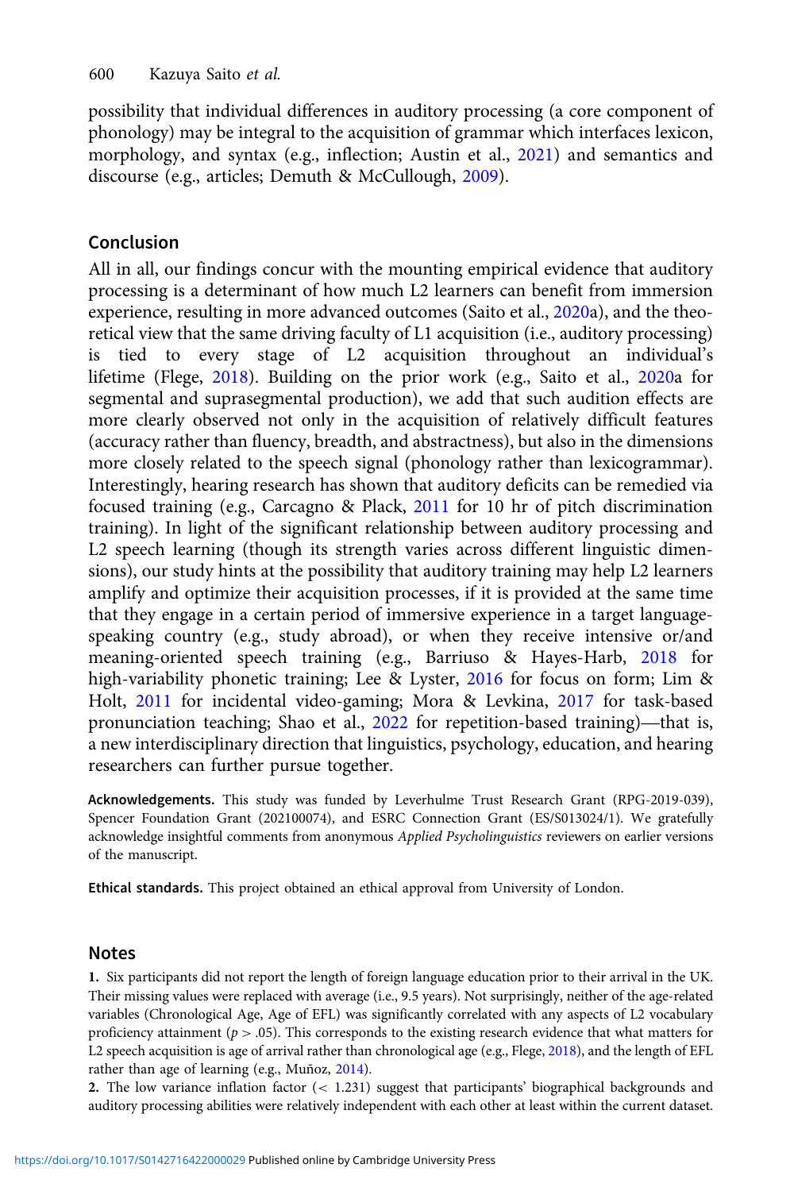possibility that individual differences in auditory processing (a core component of phonology) may be integral to the acquisition of grammar which interfaces lexicon, morphology, and syntax (e.g., inflection; Austin et al., 2021) and semantics and discourse (e.g., articles; Demuth & McCullough, 2009).

## Conclusion

All in all, our findings concur with the mounting empirical evidence that auditory processing is a determinant of how much L2 learners can benefit from immersion experience, resulting in more advanced outcomes (Saito et al., 2020a), and the theoretical view that the same driving faculty of L1 acquisition (i.e., auditory processing) is tied to every stage of L2 acquisition throughout an individual's lifetime (Flege, 2018). Building on the prior work (e.g., Saito et al., 2020a for segmental and suprasegmental production), we add that such audition effects are more clearly observed not only in the acquisition of relatively difficult features (accuracy rather than fluency, breadth, and abstractness), but also in the dimensions more closely related to the speech signal (phonology rather than lexicogrammar). Interestingly, hearing research has shown that auditory deficits can be remedied via focused training (e.g., Carcagno & Plack, 2011 for 10 hr of pitch discrimination training). In light of the significant relationship between auditory processing and L2 speech learning (though its strength varies across different linguistic dimensions), our study hints at the possibility that auditory training may help L2 learners amplify and optimize their acquisition processes, if it is provided at the same time that they engage in a certain period of immersive experience in a target language-speaking country (e.g., study abroad), or when they receive intensive or/and meaning-oriented speech training (e.g., Barriuso & Hayes-Harb, 2018 for high-variability phonetic training; Lee & Lyster, 2016 for focus on form; Lim & Holt, 2011 for incidental video-gaming; Mora & Levkina, 2017 for task-based pronunciation teaching; Shao et al., 2022 for repetition-based training)—that is, a new interdisciplinary direction that linguistics, psychology, education, and hearing researchers can further pursue together.

**Acknowledgements.** This study was funded by Leverhulme Trust Research Grant (RPG-2019-039), Spencer Foundation Grant (202100074), and ESRC Connection Grant (ES/S013024/1). We gratefully acknowledge insightful comments from anonymous *Applied Psycholinguistics* reviewers on earlier versions of the manuscript.

**Ethical standards.** This project obtained an ethical approval from University of London.

## Notes

1. Six participants did not report the length of foreign language education prior to their arrival in the UK. Their missing values were replaced with average (i.e., 9.5 years). Not surprisingly, neither of the age-related variables (Chronological Age, Age of EFL) was significantly correlated with any aspects of L2 vocabulary proficiency attainment ($p > .05$). This corresponds to the existing research evidence that what matters for L2 speech acquisition is age of arrival rather than chronological age (e.g., Flege, 2018), and the length of EFL rather than age of learning (e.g., Muñoz, 2014).

2. The low variance inflation factor ($< 1.231$) suggest that participants' biographical backgrounds and auditory processing abilities were relatively independent with each other at least within the current dataset.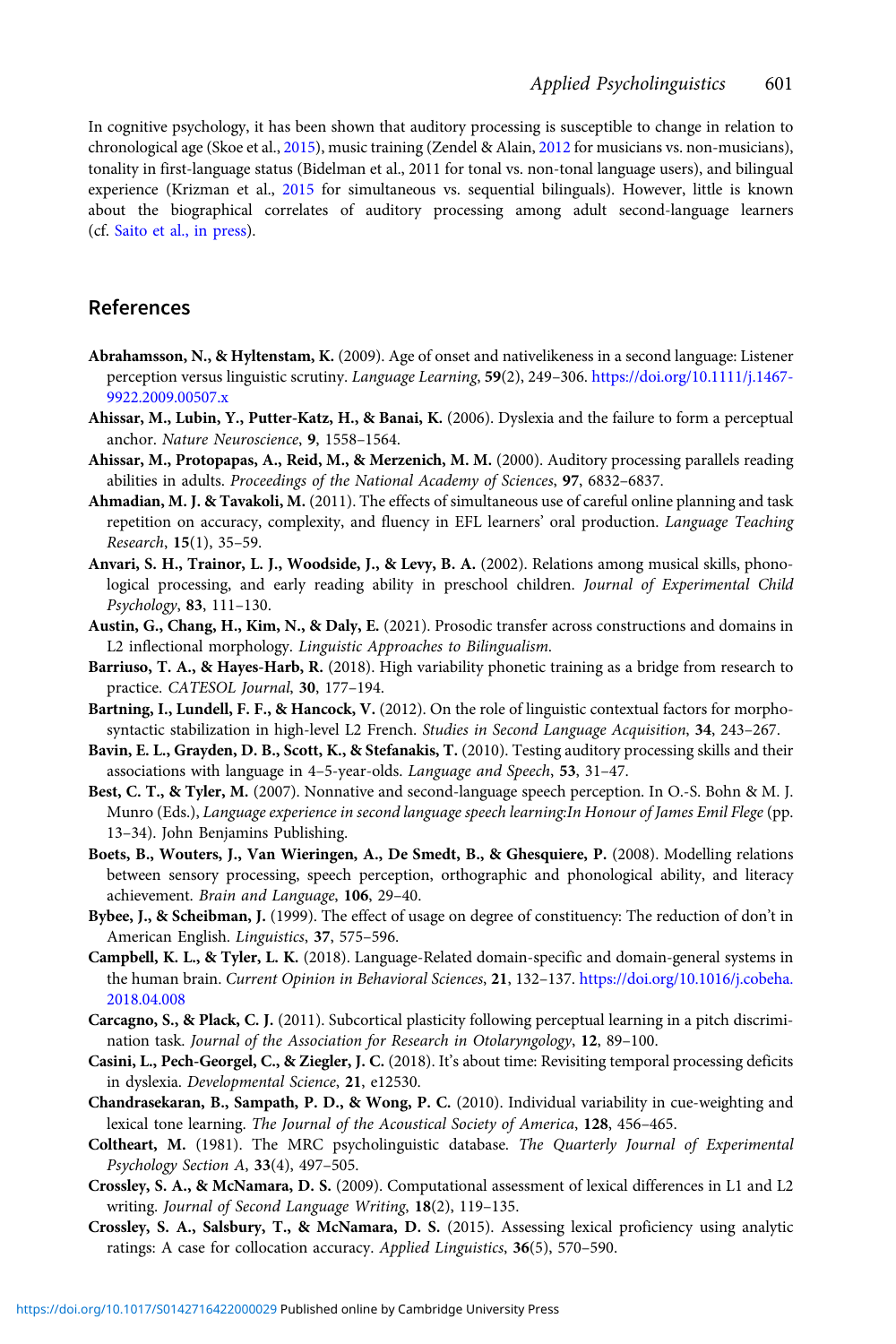In cognitive psychology, it has been shown that auditory processing is susceptible to change in relation to chronological age (Skoe et al., 2015), music training (Zendel & Alain, 2012 for musicians vs. non-musicians), tonality in first-language status (Bidelman et al., 2011 for tonal vs. non-tonal language users), and bilingual experience (Krizman et al., 2015 for simultaneous vs. sequential bilinguals). However, little is known about the biographical correlates of auditory processing among adult second-language learners (cf. Saito et al., in press).

## References

**Abrahamsson, N., & Hyltenstam, K.** (2009). Age of onset and nativelikeness in a second language: Listener perception versus linguistic scrutiny. *Language Learning*, **59**(2), 249–306. https://doi.org/10.1111/j.1467-9922.2009.00507.x

**Ahissar, M., Lubin, Y., Putter-Katz, H., & Banai, K.** (2006). Dyslexia and the failure to form a perceptual anchor. *Nature Neuroscience*, **9**, 1558–1564.

**Ahissar, M., Protopapas, A., Reid, M., & Merzenich, M. M.** (2000). Auditory processing parallels reading abilities in adults. *Proceedings of the National Academy of Sciences*, **97**, 6832–6837.

**Ahmadian, M. J. & Tavakoli, M.** (2011). The effects of simultaneous use of careful online planning and task repetition on accuracy, complexity, and fluency in EFL learners' oral production. *Language Teaching Research*, **15**(1), 35–59.

**Anvari, S. H., Trainor, L. J., Woodside, J., & Levy, B. A.** (2002). Relations among musical skills, phonological processing, and early reading ability in preschool children. *Journal of Experimental Child Psychology*, **83**, 111–130.

**Austin, G., Chang, H., Kim, N., & Daly, E.** (2021). Prosodic transfer across constructions and domains in L2 inflectional morphology. *Linguistic Approaches to Bilingualism*.

**Barriuso, T. A., & Hayes-Harb, R.** (2018). High variability phonetic training as a bridge from research to practice. *CATESOL Journal*, **30**, 177–194.

**Bartning, I., Lundell, F. F., & Hancock, V.** (2012). On the role of linguistic contextual factors for morphosyntactic stabilization in high-level L2 French. *Studies in Second Language Acquisition*, **34**, 243–267.

**Bavin, E. L., Grayden, D. B., Scott, K., & Stefanakis, T.** (2010). Testing auditory processing skills and their associations with language in 4–5-year-olds. *Language and Speech*, **53**, 31–47.

**Best, C. T., & Tyler, M.** (2007). Nonnative and second-language speech perception. In O.-S. Bohn & M. J. Munro (Eds.), *Language experience in second language speech learning:In Honour of James Emil Flege* (pp. 13–34). John Benjamins Publishing.

**Boets, B., Wouters, J., Van Wieringen, A., De Smedt, B., & Ghesquiere, P.** (2008). Modelling relations between sensory processing, speech perception, orthographic and phonological ability, and literacy achievement. *Brain and Language*, **106**, 29–40.

**Bybee, J., & Scheibman, J.** (1999). The effect of usage on degree of constituency: The reduction of don't in American English. *Linguistics*, **37**, 575–596.

**Campbell, K. L., & Tyler, L. K.** (2018). Language-Related domain-specific and domain-general systems in the human brain. *Current Opinion in Behavioral Sciences*, **21**, 132–137. https://doi.org/10.1016/j.cobeha.2018.04.008

**Carcagno, S., & Plack, C. J.** (2011). Subcortical plasticity following perceptual learning in a pitch discrimination task. *Journal of the Association for Research in Otolaryngology*, **12**, 89–100.

**Casini, L., Pech-Georgel, C., & Ziegler, J. C.** (2018). It's about time: Revisiting temporal processing deficits in dyslexia. *Developmental Science*, **21**, e12530.

**Chandrasekaran, B., Sampath, P. D., & Wong, P. C.** (2010). Individual variability in cue-weighting and lexical tone learning. *The Journal of the Acoustical Society of America*, **128**, 456–465.

**Coltheart, M.** (1981). The MRC psycholinguistic database. *The Quarterly Journal of Experimental Psychology Section A*, **33**(4), 497–505.

**Crossley, S. A., & McNamara, D. S.** (2009). Computational assessment of lexical differences in L1 and L2 writing. *Journal of Second Language Writing*, **18**(2), 119–135.

**Crossley, S. A., Salsbury, T., & McNamara, D. S.** (2015). Assessing lexical proficiency using analytic ratings: A case for collocation accuracy. *Applied Linguistics*, **36**(5), 570–590.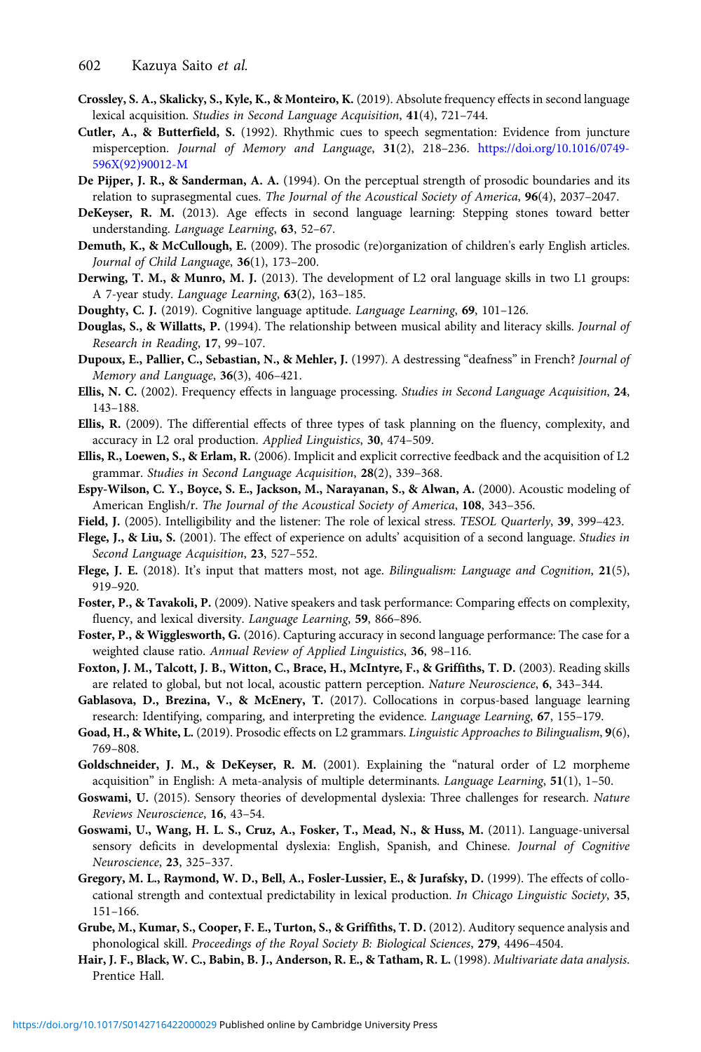**Crossley, S. A., Skalicky, S., Kyle, K., & Monteiro, K.** (2019). Absolute frequency effects in second language lexical acquisition. *Studies in Second Language Acquisition*, **41**(4), 721–744.

**Cutler, A., & Butterfield, S.** (1992). Rhythmic cues to speech segmentation: Evidence from juncture misperception. *Journal of Memory and Language*, **31**(2), 218–236. https://doi.org/10.1016/0749-596X(92)90012-M

**De Pijper, J. R., & Sanderman, A. A.** (1994). On the perceptual strength of prosodic boundaries and its relation to suprasegmental cues. *The Journal of the Acoustical Society of America*, **96**(4), 2037–2047.

**DeKeyser, R. M.** (2013). Age effects in second language learning: Stepping stones toward better understanding. *Language Learning*, **63**, 52–67.

**Demuth, K., & McCullough, E.** (2009). The prosodic (re)organization of children's early English articles. *Journal of Child Language*, **36**(1), 173–200.

**Derwing, T. M., & Munro, M. J.** (2013). The development of L2 oral language skills in two L1 groups: A 7-year study. *Language Learning*, **63**(2), 163–185.

**Doughty, C. J.** (2019). Cognitive language aptitude. *Language Learning*, **69**, 101–126.

**Douglas, S., & Willatts, P.** (1994). The relationship between musical ability and literacy skills. *Journal of Research in Reading*, **17**, 99–107.

**Dupoux, E., Pallier, C., Sebastian, N., & Mehler, J.** (1997). A destressing "deafness" in French? *Journal of Memory and Language*, **36**(3), 406–421.

**Ellis, N. C.** (2002). Frequency effects in language processing. *Studies in Second Language Acquisition*, **24**, 143–188.

**Ellis, R.** (2009). The differential effects of three types of task planning on the fluency, complexity, and accuracy in L2 oral production. *Applied Linguistics*, **30**, 474–509.

**Ellis, R., Loewen, S., & Erlam, R.** (2006). Implicit and explicit corrective feedback and the acquisition of L2 grammar. *Studies in Second Language Acquisition*, **28**(2), 339–368.

**Espy-Wilson, C. Y., Boyce, S. E., Jackson, M., Narayanan, S., & Alwan, A.** (2000). Acoustic modeling of American English/r. *The Journal of the Acoustical Society of America*, **108**, 343–356.

**Field, J.** (2005). Intelligibility and the listener: The role of lexical stress. *TESOL Quarterly*, **39**, 399–423.

**Flege, J., & Liu, S.** (2001). The effect of experience on adults' acquisition of a second language. *Studies in Second Language Acquisition*, **23**, 527–552.

**Flege, J. E.** (2018). It's input that matters most, not age. *Bilingualism: Language and Cognition*, **21**(5), 919–920.

**Foster, P., & Tavakoli, P.** (2009). Native speakers and task performance: Comparing effects on complexity, fluency, and lexical diversity. *Language Learning*, **59**, 866–896.

**Foster, P., & Wigglesworth, G.** (2016). Capturing accuracy in second language performance: The case for a weighted clause ratio. *Annual Review of Applied Linguistics*, **36**, 98–116.

**Foxton, J. M., Talcott, J. B., Witton, C., Brace, H., McIntyre, F., & Griffiths, T. D.** (2003). Reading skills are related to global, but not local, acoustic pattern perception. *Nature Neuroscience*, **6**, 343–344.

**Gablasova, D., Brezina, V., & McEnery, T.** (2017). Collocations in corpus-based language learning research: Identifying, comparing, and interpreting the evidence. *Language Learning*, **67**, 155–179.

**Goad, H., & White, L.** (2019). Prosodic effects on L2 grammars. *Linguistic Approaches to Bilingualism*, **9**(6), 769–808.

**Goldschneider, J. M., & DeKeyser, R. M.** (2001). Explaining the "natural order of L2 morpheme acquisition" in English: A meta-analysis of multiple determinants. *Language Learning*, **51**(1), 1–50.

**Goswami, U.** (2015). Sensory theories of developmental dyslexia: Three challenges for research. *Nature Reviews Neuroscience*, **16**, 43–54.

**Goswami, U., Wang, H. L. S., Cruz, A., Fosker, T., Mead, N., & Huss, M.** (2011). Language-universal sensory deficits in developmental dyslexia: English, Spanish, and Chinese. *Journal of Cognitive Neuroscience*, **23**, 325–337.

**Gregory, M. L., Raymond, W. D., Bell, A., Fosler-Lussier, E., & Jurafsky, D.** (1999). The effects of collocational strength and contextual predictability in lexical production. *In Chicago Linguistic Society*, **35**, 151–166.

**Grube, M., Kumar, S., Cooper, F. E., Turton, S., & Griffiths, T. D.** (2012). Auditory sequence analysis and phonological skill. *Proceedings of the Royal Society B: Biological Sciences*, **279**, 4496–4504.

**Hair, J. F., Black, W. C., Babin, B. J., Anderson, R. E., & Tatham, R. L.** (1998). *Multivariate data analysis*. Prentice Hall.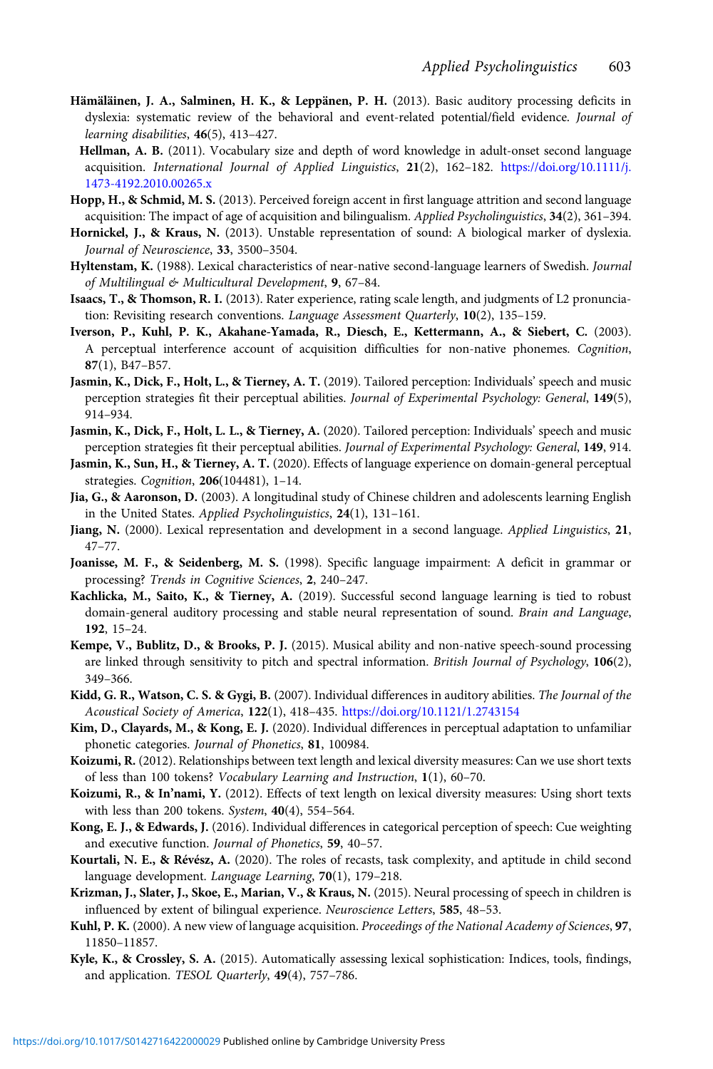**Hämäläinen, J. A., Salminen, H. K., & Leppänen, P. H.** (2013). Basic auditory processing deficits in dyslexia: systematic review of the behavioral and event-related potential/field evidence. *Journal of learning disabilities*, **46**(5), 413–427.

**Hellman, A. B.** (2011). Vocabulary size and depth of word knowledge in adult-onset second language acquisition. *International Journal of Applied Linguistics*, **21**(2), 162–182. https://doi.org/10.1111/j.1473-4192.2010.00265.x

**Hopp, H., & Schmid, M. S.** (2013). Perceived foreign accent in first language attrition and second language acquisition: The impact of age of acquisition and bilingualism. *Applied Psycholinguistics*, **34**(2), 361–394.

**Hornickel, J., & Kraus, N.** (2013). Unstable representation of sound: A biological marker of dyslexia. *Journal of Neuroscience*, **33**, 3500–3504.

**Hyltenstam, K.** (1988). Lexical characteristics of near-native second-language learners of Swedish. *Journal of Multilingual & Multicultural Development*, **9**, 67–84.

**Isaacs, T., & Thomson, R. I.** (2013). Rater experience, rating scale length, and judgments of L2 pronunciation: Revisiting research conventions. *Language Assessment Quarterly*, **10**(2), 135–159.

**Iverson, P., Kuhl, P. K., Akahane-Yamada, R., Diesch, E., Kettermann, A., & Siebert, C.** (2003). A perceptual interference account of acquisition difficulties for non-native phonemes. *Cognition*, **87**(1), B47–B57.

**Jasmin, K., Dick, F., Holt, L., & Tierney, A. T.** (2019). Tailored perception: Individuals' speech and music perception strategies fit their perceptual abilities. *Journal of Experimental Psychology: General*, **149**(5), 914–934.

**Jasmin, K., Dick, F., Holt, L. L., & Tierney, A.** (2020). Tailored perception: Individuals' speech and music perception strategies fit their perceptual abilities. *Journal of Experimental Psychology: General*, **149**, 914.

**Jasmin, K., Sun, H., & Tierney, A. T.** (2020). Effects of language experience on domain-general perceptual strategies. *Cognition*, **206**(104481), 1–14.

**Jia, G., & Aaronson, D.** (2003). A longitudinal study of Chinese children and adolescents learning English in the United States. *Applied Psycholinguistics*, **24**(1), 131–161.

**Jiang, N.** (2000). Lexical representation and development in a second language. *Applied Linguistics*, **21**, 47–77.

**Joanisse, M. F., & Seidenberg, M. S.** (1998). Specific language impairment: A deficit in grammar or processing? *Trends in Cognitive Sciences*, **2**, 240–247.

**Kachlicka, M., Saito, K., & Tierney, A.** (2019). Successful second language learning is tied to robust domain-general auditory processing and stable neural representation of sound. *Brain and Language*, **192**, 15–24.

**Kempe, V., Bublitz, D., & Brooks, P. J.** (2015). Musical ability and non-native speech-sound processing are linked through sensitivity to pitch and spectral information. *British Journal of Psychology*, **106**(2), 349–366.

**Kidd, G. R., Watson, C. S. & Gygi, B.** (2007). Individual differences in auditory abilities. *The Journal of the Acoustical Society of America*, **122**(1), 418–435. https://doi.org/10.1121/1.2743154

**Kim, D., Clayards, M., & Kong, E. J.** (2020). Individual differences in perceptual adaptation to unfamiliar phonetic categories. *Journal of Phonetics*, **81**, 100984.

**Koizumi, R.** (2012). Relationships between text length and lexical diversity measures: Can we use short texts of less than 100 tokens? *Vocabulary Learning and Instruction*, **1**(1), 60–70.

**Koizumi, R., & In'nami, Y.** (2012). Effects of text length on lexical diversity measures: Using short texts with less than 200 tokens. *System*, **40**(4), 554–564.

**Kong, E. J., & Edwards, J.** (2016). Individual differences in categorical perception of speech: Cue weighting and executive function. *Journal of Phonetics*, **59**, 40–57.

**Kourtali, N. E., & Révész, A.** (2020). The roles of recasts, task complexity, and aptitude in child second language development. *Language Learning*, **70**(1), 179–218.

**Krizman, J., Slater, J., Skoe, E., Marian, V., & Kraus, N.** (2015). Neural processing of speech in children is influenced by extent of bilingual experience. *Neuroscience Letters*, **585**, 48–53.

**Kuhl, P. K.** (2000). A new view of language acquisition. *Proceedings of the National Academy of Sciences*, **97**, 11850–11857.

**Kyle, K., & Crossley, S. A.** (2015). Automatically assessing lexical sophistication: Indices, tools, findings, and application. *TESOL Quarterly*, **49**(4), 757–786.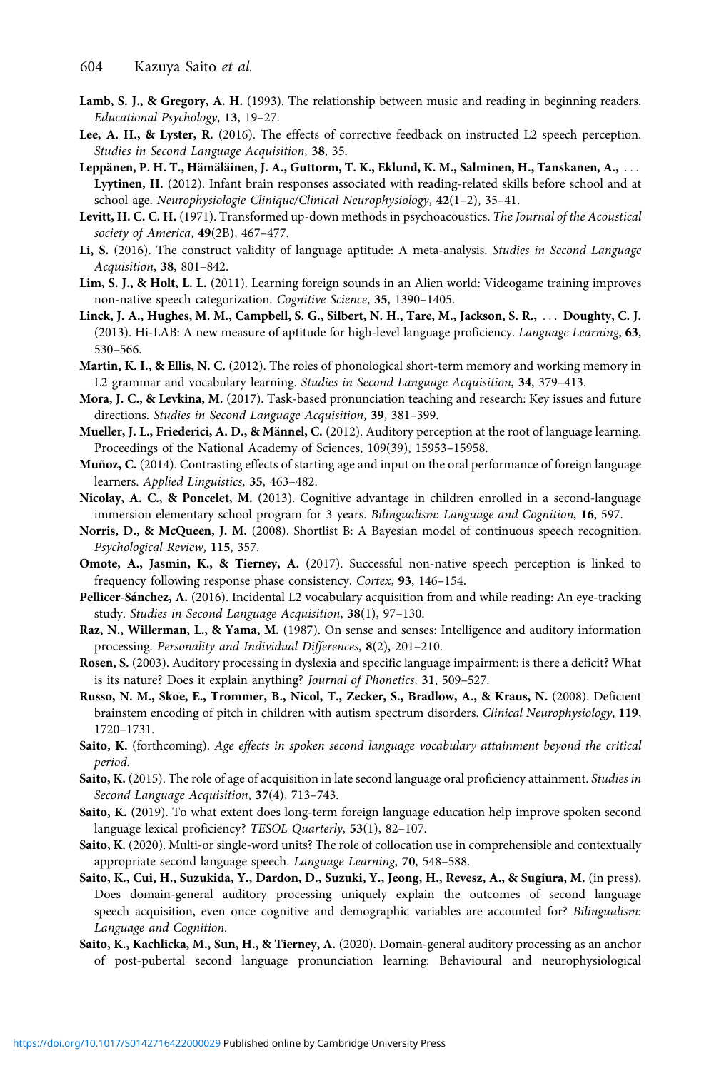**Lamb, S. J., & Gregory, A. H.** (1993). The relationship between music and reading in beginning readers. *Educational Psychology*, **13**, 19–27.

**Lee, A. H., & Lyster, R.** (2016). The effects of corrective feedback on instructed L2 speech perception. *Studies in Second Language Acquisition*, **38**, 35.

**Leppänen, P. H. T., Hämäläinen, J. A., Guttorm, T. K., Eklund, K. M., Salminen, H., Tanskanen, A., … Lyytinen, H.** (2012). Infant brain responses associated with reading-related skills before school and at school age. *Neurophysiologie Clinique/Clinical Neurophysiology*, **42**(1–2), 35–41.

**Levitt, H. C. C. H.** (1971). Transformed up-down methods in psychoacoustics. *The Journal of the Acoustical society of America*, **49**(2B), 467–477.

**Li, S.** (2016). The construct validity of language aptitude: A meta-analysis. *Studies in Second Language Acquisition*, **38**, 801–842.

**Lim, S. J., & Holt, L. L.** (2011). Learning foreign sounds in an Alien world: Videogame training improves non-native speech categorization. *Cognitive Science*, **35**, 1390–1405.

**Linck, J. A., Hughes, M. M., Campbell, S. G., Silbert, N. H., Tare, M., Jackson, S. R., … Doughty, C. J.** (2013). Hi-LAB: A new measure of aptitude for high-level language proficiency. *Language Learning*, **63**, 530–566.

**Martin, K. I., & Ellis, N. C.** (2012). The roles of phonological short-term memory and working memory in L2 grammar and vocabulary learning. *Studies in Second Language Acquisition*, **34**, 379–413.

**Mora, J. C., & Levkina, M.** (2017). Task-based pronunciation teaching and research: Key issues and future directions. *Studies in Second Language Acquisition*, **39**, 381–399.

**Mueller, J. L., Friederici, A. D., & Männel, C.** (2012). Auditory perception at the root of language learning. Proceedings of the National Academy of Sciences, 109(39), 15953–15958.

**Muñoz, C.** (2014). Contrasting effects of starting age and input on the oral performance of foreign language learners. *Applied Linguistics*, **35**, 463–482.

**Nicolay, A. C., & Poncelet, M.** (2013). Cognitive advantage in children enrolled in a second-language immersion elementary school program for 3 years. *Bilingualism: Language and Cognition*, **16**, 597.

**Norris, D., & McQueen, J. M.** (2008). Shortlist B: A Bayesian model of continuous speech recognition. *Psychological Review*, **115**, 357.

**Omote, A., Jasmin, K., & Tierney, A.** (2017). Successful non-native speech perception is linked to frequency following response phase consistency. *Cortex*, **93**, 146–154.

**Pellicer-Sánchez, A.** (2016). Incidental L2 vocabulary acquisition from and while reading: An eye-tracking study. *Studies in Second Language Acquisition*, **38**(1), 97–130.

**Raz, N., Willerman, L., & Yama, M.** (1987). On sense and senses: Intelligence and auditory information processing. *Personality and Individual Differences*, **8**(2), 201–210.

**Rosen, S.** (2003). Auditory processing in dyslexia and specific language impairment: is there a deficit? What is its nature? Does it explain anything? *Journal of Phonetics*, **31**, 509–527.

**Russo, N. M., Skoe, E., Trommer, B., Nicol, T., Zecker, S., Bradlow, A., & Kraus, N.** (2008). Deficient brainstem encoding of pitch in children with autism spectrum disorders. *Clinical Neurophysiology*, **119**, 1720–1731.

**Saito, K.** (forthcoming). *Age effects in spoken second language vocabulary attainment beyond the critical period.*

**Saito, K.** (2015). The role of age of acquisition in late second language oral proficiency attainment. *Studies in Second Language Acquisition*, **37**(4), 713–743.

**Saito, K.** (2019). To what extent does long-term foreign language education help improve spoken second language lexical proficiency? *TESOL Quarterly*, **53**(1), 82–107.

**Saito, K.** (2020). Multi-or single-word units? The role of collocation use in comprehensible and contextually appropriate second language speech. *Language Learning*, **70**, 548–588.

**Saito, K., Cui, H., Suzukida, Y., Dardon, D., Suzuki, Y., Jeong, H., Revesz, A., & Sugiura, M.** (in press). Does domain-general auditory processing uniquely explain the outcomes of second language speech acquisition, even once cognitive and demographic variables are accounted for? *Bilingualism: Language and Cognition*.

**Saito, K., Kachlicka, M., Sun, H., & Tierney, A.** (2020). Domain-general auditory processing as an anchor of post-pubertal second language pronunciation learning: Behavioural and neurophysiological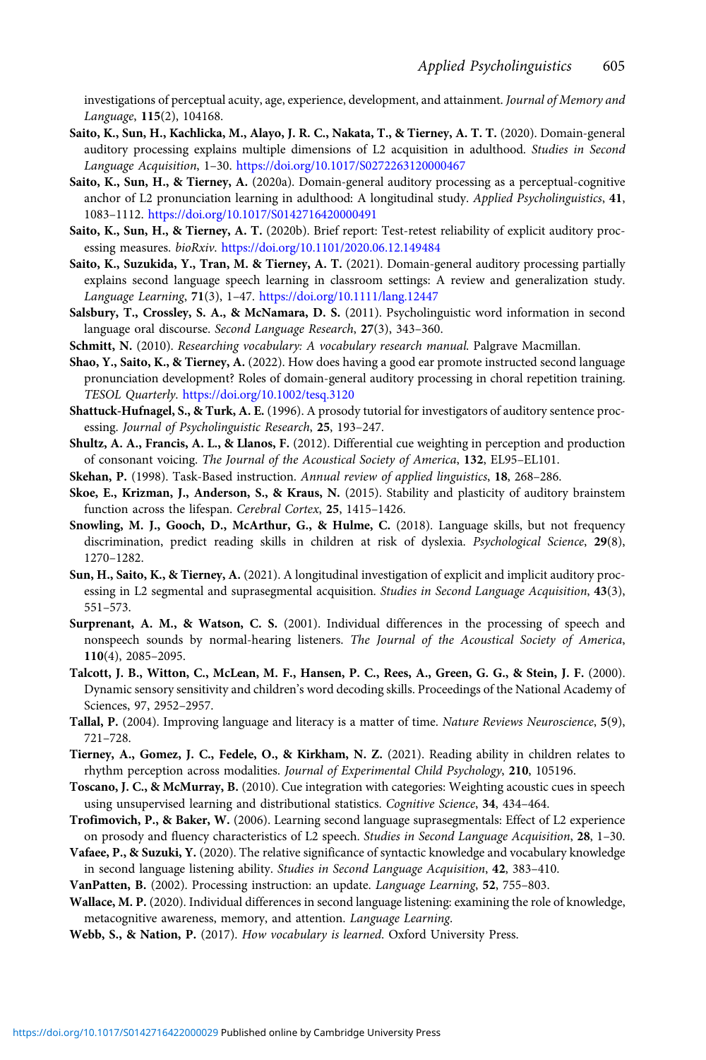investigations of perceptual acuity, age, experience, development, and attainment. *Journal of Memory and Language*, **115**(2), 104168.

**Saito, K., Sun, H., Kachlicka, M., Alayo, J. R. C., Nakata, T., & Tierney, A. T. T.** (2020). Domain-general auditory processing explains multiple dimensions of L2 acquisition in adulthood. *Studies in Second Language Acquisition*, 1–30. https://doi.org/10.1017/S0272263120000467

**Saito, K., Sun, H., & Tierney, A.** (2020a). Domain-general auditory processing as a perceptual-cognitive anchor of L2 pronunciation learning in adulthood: A longitudinal study. *Applied Psycholinguistics*, **41**, 1083–1112. https://doi.org/10.1017/S0142716420000491

**Saito, K., Sun, H., & Tierney, A. T.** (2020b). Brief report: Test-retest reliability of explicit auditory processing measures. *bioRxiv*. https://doi.org/10.1101/2020.06.12.149484

**Saito, K., Suzukida, Y., Tran, M. & Tierney, A. T.** (2021). Domain-general auditory processing partially explains second language speech learning in classroom settings: A review and generalization study. *Language Learning*, **71**(3), 1–47. https://doi.org/10.1111/lang.12447

**Salsbury, T., Crossley, S. A., & McNamara, D. S.** (2011). Psycholinguistic word information in second language oral discourse. *Second Language Research*, **27**(3), 343–360.

**Schmitt, N.** (2010). *Researching vocabulary: A vocabulary research manual*. Palgrave Macmillan.

**Shao, Y., Saito, K., & Tierney, A.** (2022). How does having a good ear promote instructed second language pronunciation development? Roles of domain-general auditory processing in choral repetition training. *TESOL Quarterly*. https://doi.org/10.1002/tesq.3120

**Shattuck-Hufnagel, S., & Turk, A. E.** (1996). A prosody tutorial for investigators of auditory sentence processing. *Journal of Psycholinguistic Research*, **25**, 193–247.

**Shultz, A. A., Francis, A. L., & Llanos, F.** (2012). Differential cue weighting in perception and production of consonant voicing. *The Journal of the Acoustical Society of America*, **132**, EL95–EL101.

**Skehan, P.** (1998). Task-Based instruction. *Annual review of applied linguistics*, **18**, 268–286.

**Skoe, E., Krizman, J., Anderson, S., & Kraus, N.** (2015). Stability and plasticity of auditory brainstem function across the lifespan. *Cerebral Cortex*, **25**, 1415–1426.

**Snowling, M. J., Gooch, D., McArthur, G., & Hulme, C.** (2018). Language skills, but not frequency discrimination, predict reading skills in children at risk of dyslexia. *Psychological Science*, **29**(8), 1270–1282.

**Sun, H., Saito, K., & Tierney, A.** (2021). A longitudinal investigation of explicit and implicit auditory processing in L2 segmental and suprasegmental acquisition. *Studies in Second Language Acquisition*, **43**(3), 551–573.

**Surprenant, A. M., & Watson, C. S.** (2001). Individual differences in the processing of speech and nonspeech sounds by normal-hearing listeners. *The Journal of the Acoustical Society of America*, **110**(4), 2085–2095.

**Talcott, J. B., Witton, C., McLean, M. F., Hansen, P. C., Rees, A., Green, G. G., & Stein, J. F.** (2000). Dynamic sensory sensitivity and children's word decoding skills. Proceedings of the National Academy of Sciences, 97, 2952–2957.

**Tallal, P.** (2004). Improving language and literacy is a matter of time. *Nature Reviews Neuroscience*, **5**(9), 721–728.

**Tierney, A., Gomez, J. C., Fedele, O., & Kirkham, N. Z.** (2021). Reading ability in children relates to rhythm perception across modalities. *Journal of Experimental Child Psychology*, **210**, 105196.

**Toscano, J. C., & McMurray, B.** (2010). Cue integration with categories: Weighting acoustic cues in speech using unsupervised learning and distributional statistics. *Cognitive Science*, **34**, 434–464.

**Trofimovich, P., & Baker, W.** (2006). Learning second language suprasegmentals: Effect of L2 experience on prosody and fluency characteristics of L2 speech. *Studies in Second Language Acquisition*, **28**, 1–30.

**Vafaee, P., & Suzuki, Y.** (2020). The relative significance of syntactic knowledge and vocabulary knowledge in second language listening ability. *Studies in Second Language Acquisition*, **42**, 383–410.

**VanPatten, B.** (2002). Processing instruction: an update. *Language Learning*, **52**, 755–803.

**Wallace, M. P.** (2020). Individual differences in second language listening: examining the role of knowledge, metacognitive awareness, memory, and attention. *Language Learning*.

**Webb, S., & Nation, P.** (2017). *How vocabulary is learned*. Oxford University Press.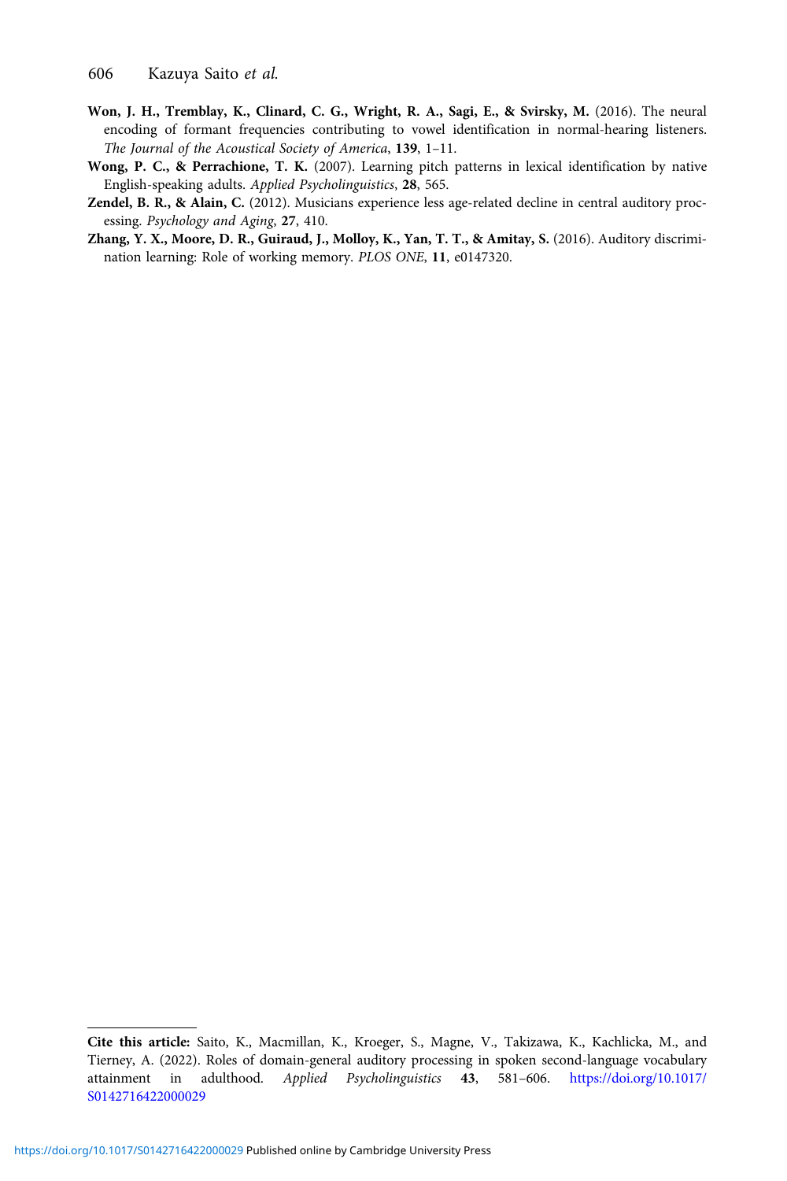**Won, J. H., Tremblay, K., Clinard, C. G., Wright, R. A., Sagi, E., & Svirsky, M.** (2016). The neural encoding of formant frequencies contributing to vowel identification in normal-hearing listeners. *The Journal of the Acoustical Society of America*, **139**, 1–11.

**Wong, P. C., & Perrachione, T. K.** (2007). Learning pitch patterns in lexical identification by native English-speaking adults. *Applied Psycholinguistics*, **28**, 565.

**Zendel, B. R., & Alain, C.** (2012). Musicians experience less age-related decline in central auditory processing. *Psychology and Aging*, **27**, 410.

**Zhang, Y. X., Moore, D. R., Guiraud, J., Molloy, K., Yan, T. T., & Amitay, S.** (2016). Auditory discrimination learning: Role of working memory. *PLOS ONE*, **11**, e0147320.

---

**Cite this article:** Saito, K., Macmillan, K., Kroeger, S., Magne, V., Takizawa, K., Kachlicka, M., and Tierney, A. (2022). Roles of domain-general auditory processing in spoken second-language vocabulary attainment in adulthood. *Applied Psycholinguistics* **43**, 581–606. https://doi.org/10.1017/S0142716422000029